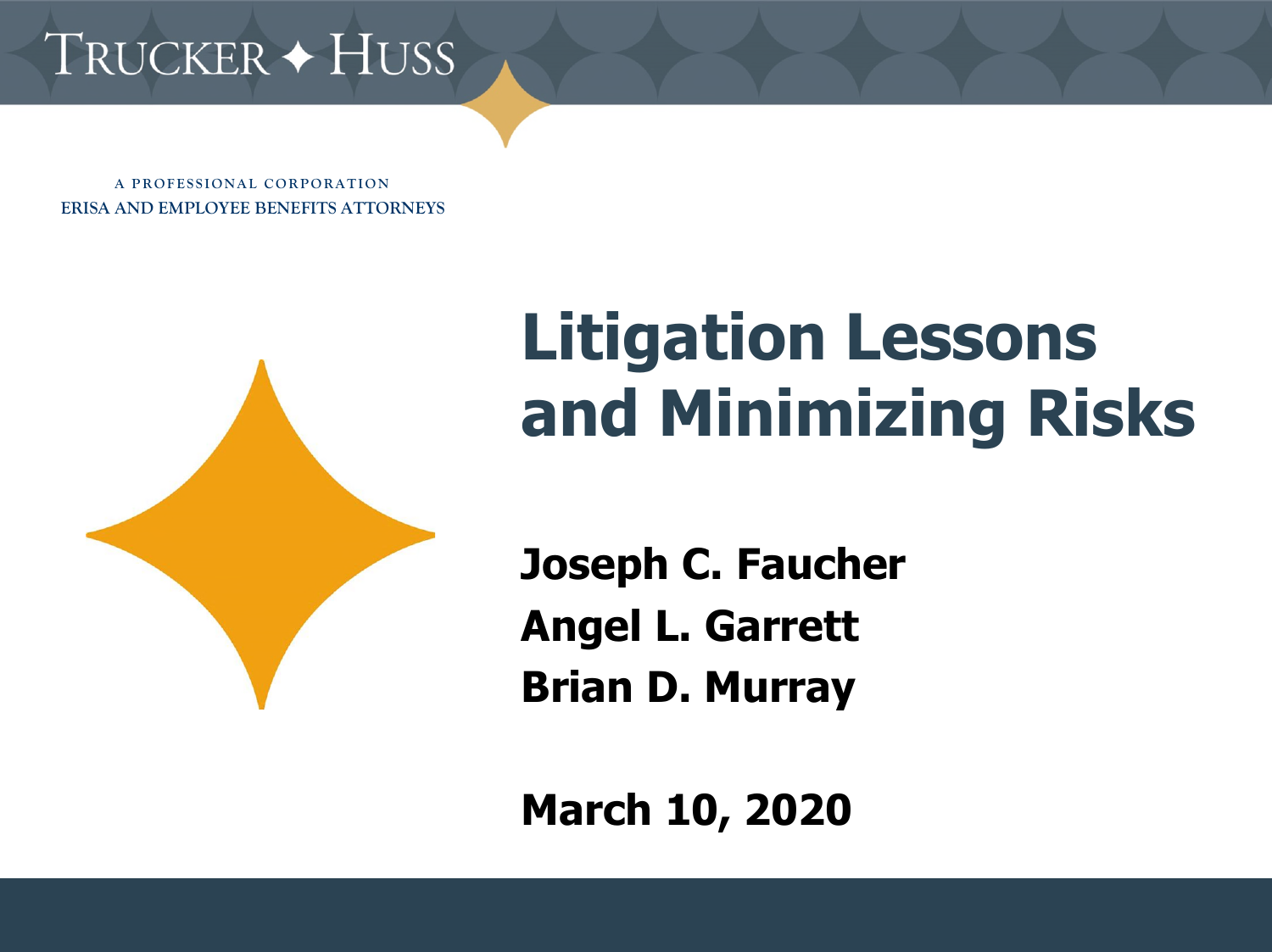TRUCKER ✦ HUSS

A PROFESSIONAL CORPORATION
ERISA AND EMPLOYEE BENEFITS ATTORNEYS

# Litigation Lessons and Minimizing Risks

**Joseph C. Faucher**
**Angel L. Garrett**
**Brian D. Murray**

**March 10, 2020**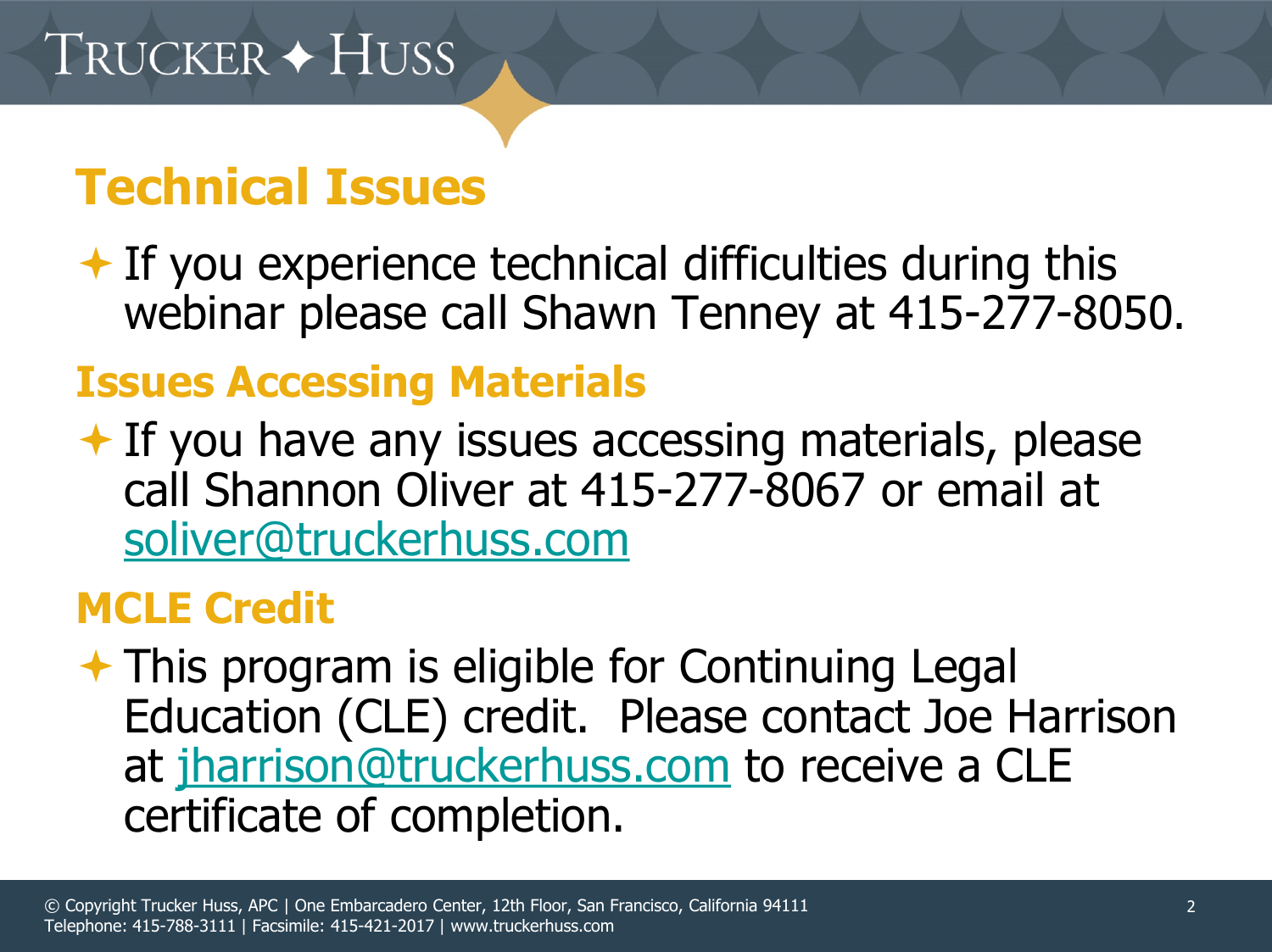## Technical Issues

- If you experience technical difficulties during this webinar please call Shawn Tenney at 415-277-8050.

## Issues Accessing Materials

- If you have any issues accessing materials, please call Shannon Oliver at 415-277-8067 or email at soliver@truckerhuss.com

## MCLE Credit

- This program is eligible for Continuing Legal Education (CLE) credit. Please contact Joe Harrison at jharrison@truckerhuss.com to receive a CLE certificate of completion.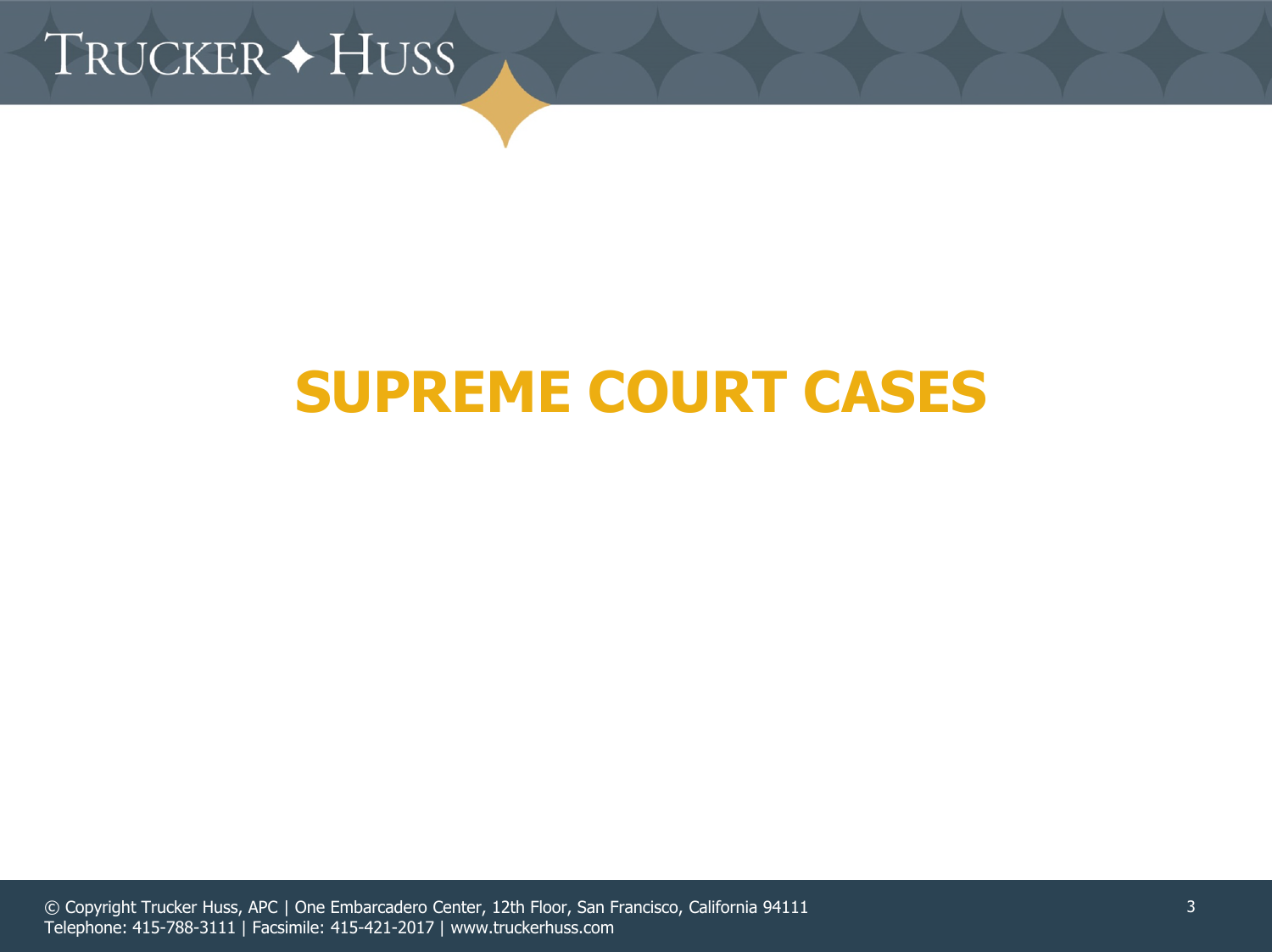# SUPREME COURT CASES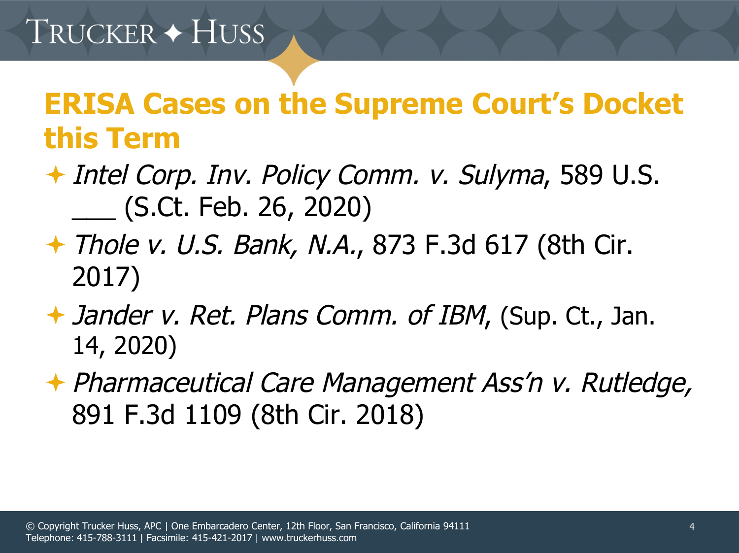## ERISA Cases on the Supreme Court's Docket this Term

- *Intel Corp. Inv. Policy Comm. v. Sulyma*, 589 U.S. ___ (S.Ct. Feb. 26, 2020)
- *Thole v. U.S. Bank, N.A.*, 873 F.3d 617 (8th Cir. 2017)
- *Jander v. Ret. Plans Comm. of IBM*, (Sup. Ct., Jan. 14, 2020)
- *Pharmaceutical Care Management Ass'n v. Rutledge*, 891 F.3d 1109 (8th Cir. 2018)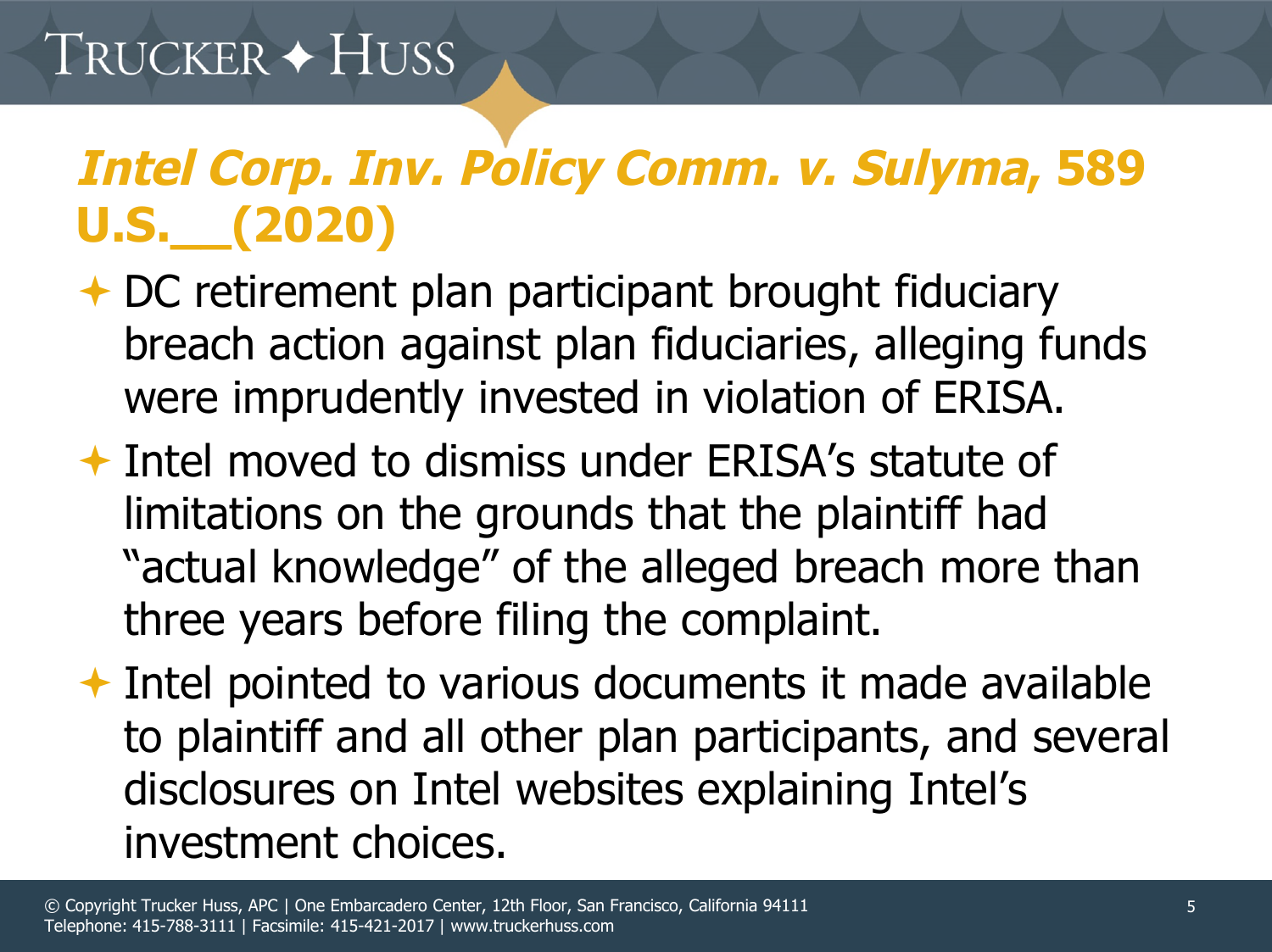## *Intel Corp. Inv. Policy Comm. v. Sulyma*, 589 U.S.__(2020)

- DC retirement plan participant brought fiduciary breach action against plan fiduciaries, alleging funds were imprudently invested in violation of ERISA.
- Intel moved to dismiss under ERISA's statute of limitations on the grounds that the plaintiff had "actual knowledge" of the alleged breach more than three years before filing the complaint.
- Intel pointed to various documents it made available to plaintiff and all other plan participants, and several disclosures on Intel websites explaining Intel's investment choices.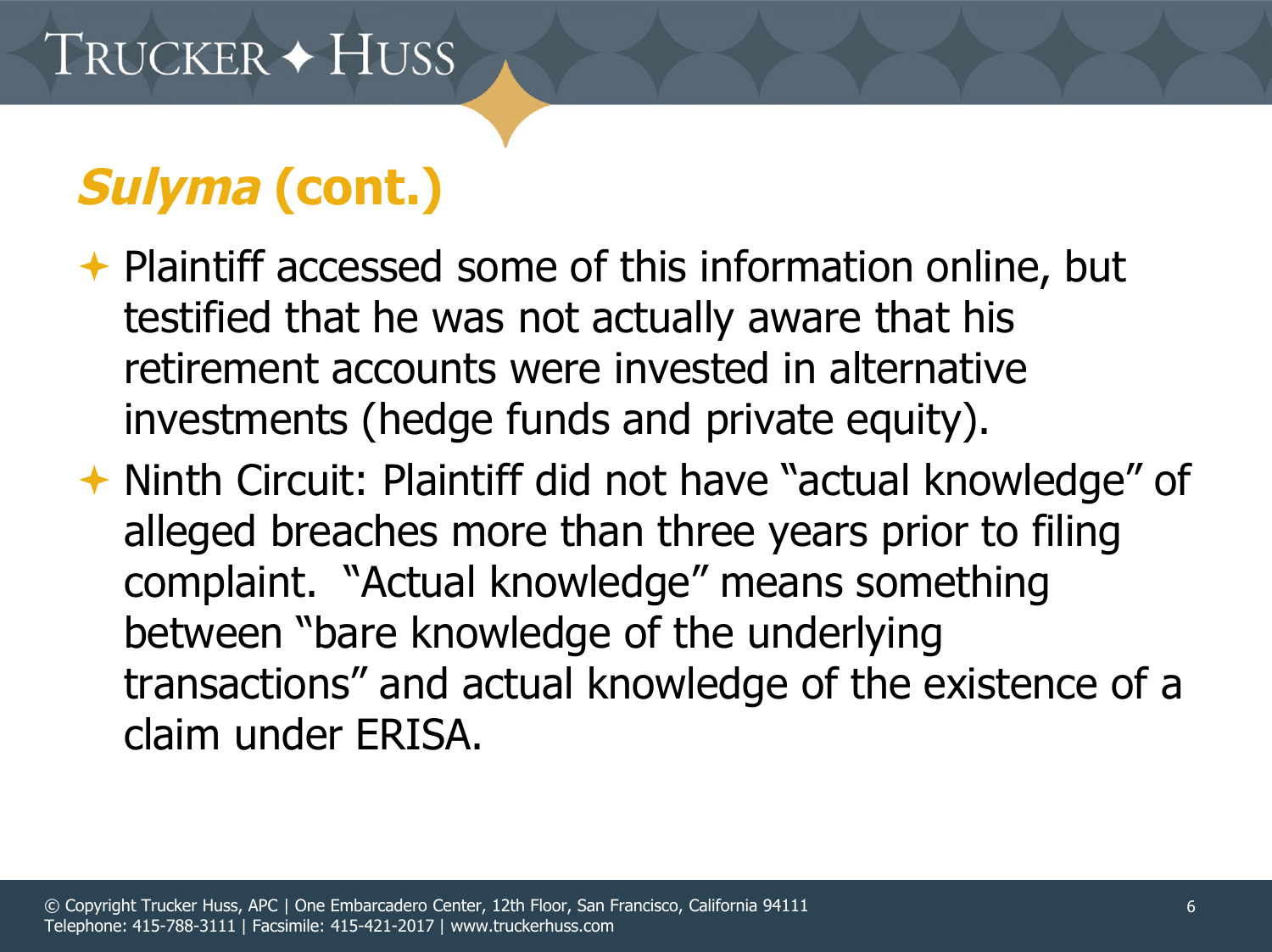# *Sulyma* (cont.)

- Plaintiff accessed some of this information online, but testified that he was not actually aware that his retirement accounts were invested in alternative investments (hedge funds and private equity).
- Ninth Circuit: Plaintiff did not have "actual knowledge" of alleged breaches more than three years prior to filing complaint. "Actual knowledge" means something between "bare knowledge of the underlying transactions" and actual knowledge of the existence of a claim under ERISA.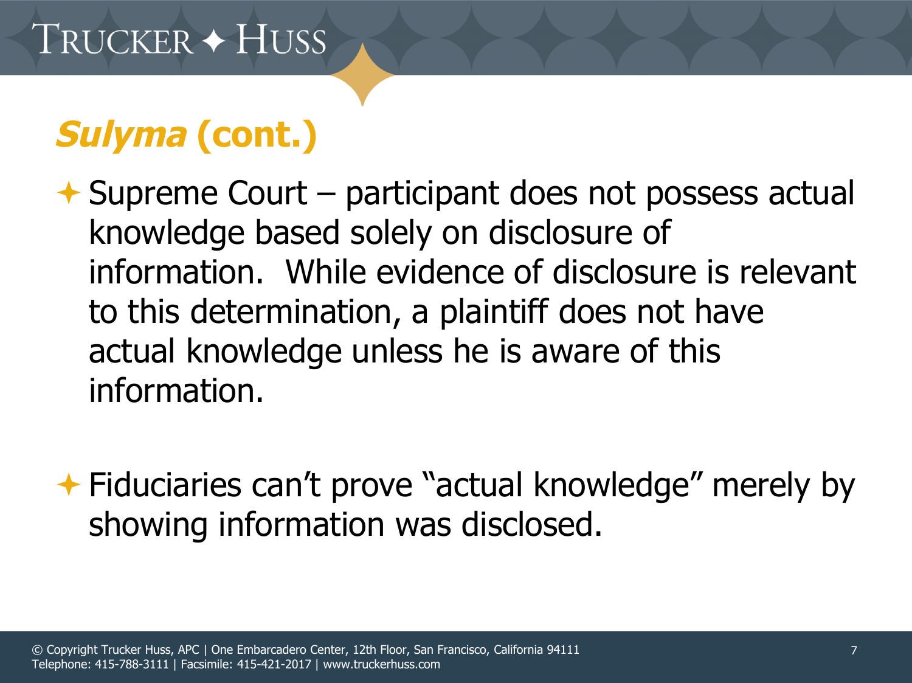## *Sulyma* (cont.)

- Supreme Court – participant does not possess actual knowledge based solely on disclosure of information. While evidence of disclosure is relevant to this determination, a plaintiff does not have actual knowledge unless he is aware of this information.

- Fiduciaries can't prove "actual knowledge" merely by showing information was disclosed.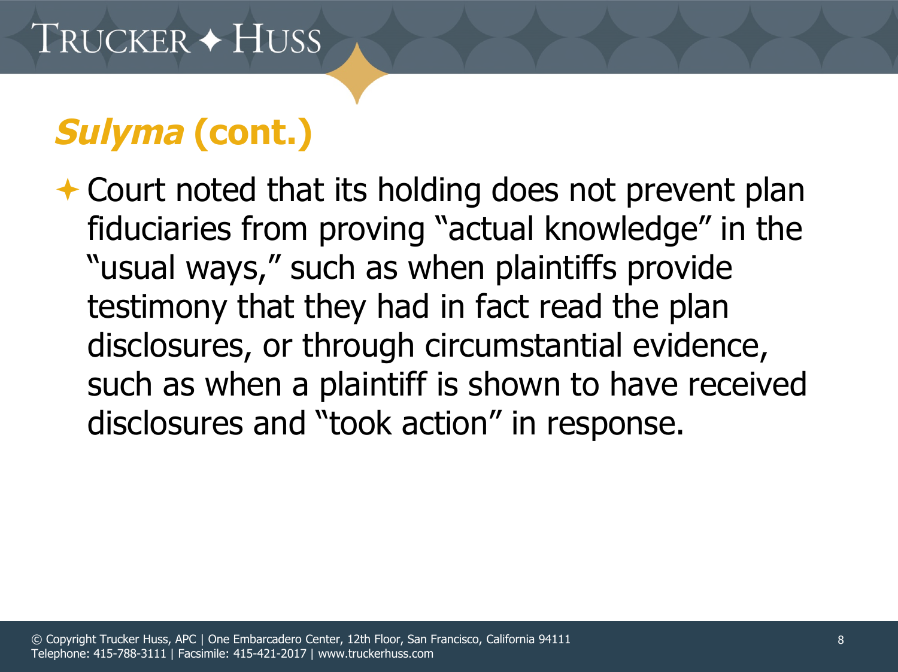## *Sulyma* (cont.)

- Court noted that its holding does not prevent plan fiduciaries from proving "actual knowledge" in the "usual ways," such as when plaintiffs provide testimony that they had in fact read the plan disclosures, or through circumstantial evidence, such as when a plaintiff is shown to have received disclosures and "took action" in response.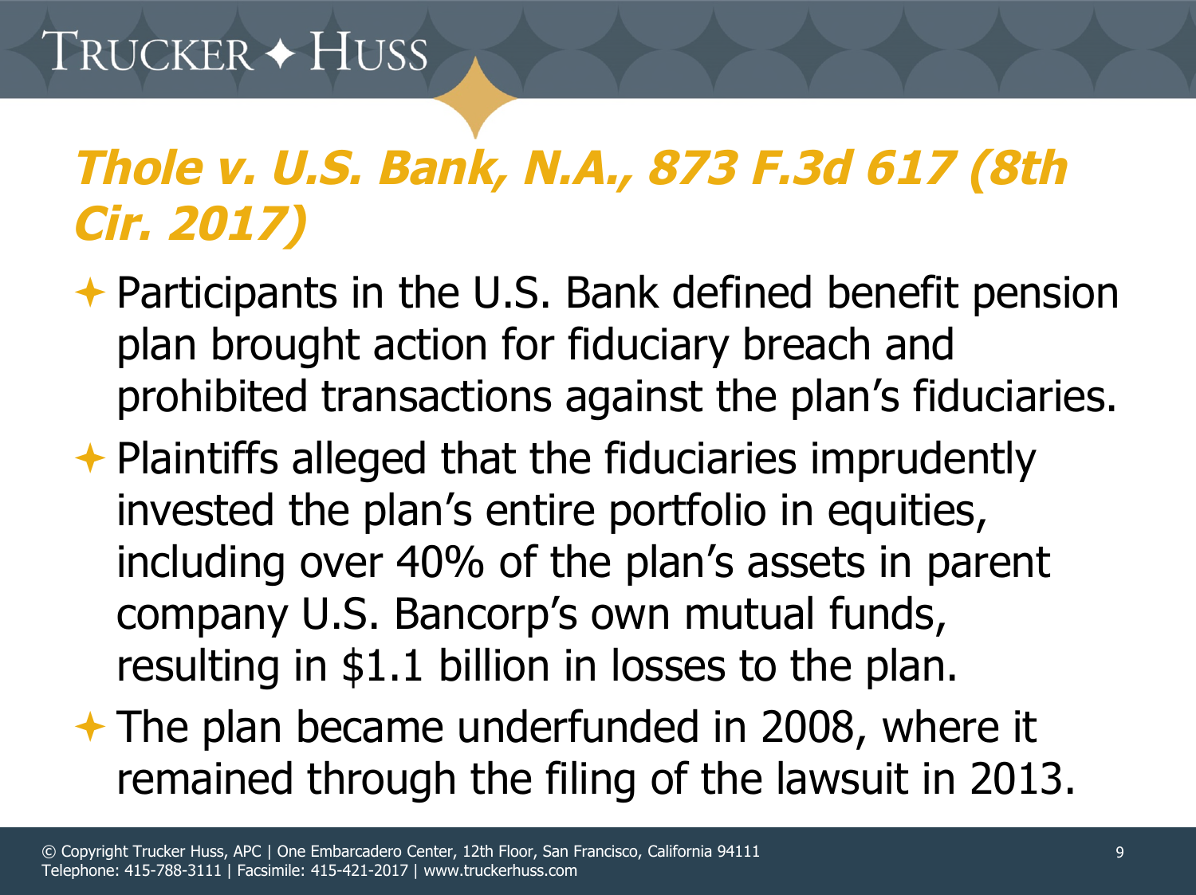# *Thole v. U.S. Bank, N.A., 873 F.3d 617 (8th Cir. 2017)*

- Participants in the U.S. Bank defined benefit pension plan brought action for fiduciary breach and prohibited transactions against the plan's fiduciaries.
- Plaintiffs alleged that the fiduciaries imprudently invested the plan's entire portfolio in equities, including over 40% of the plan's assets in parent company U.S. Bancorp's own mutual funds, resulting in $1.1 billion in losses to the plan.
- The plan became underfunded in 2008, where it remained through the filing of the lawsuit in 2013.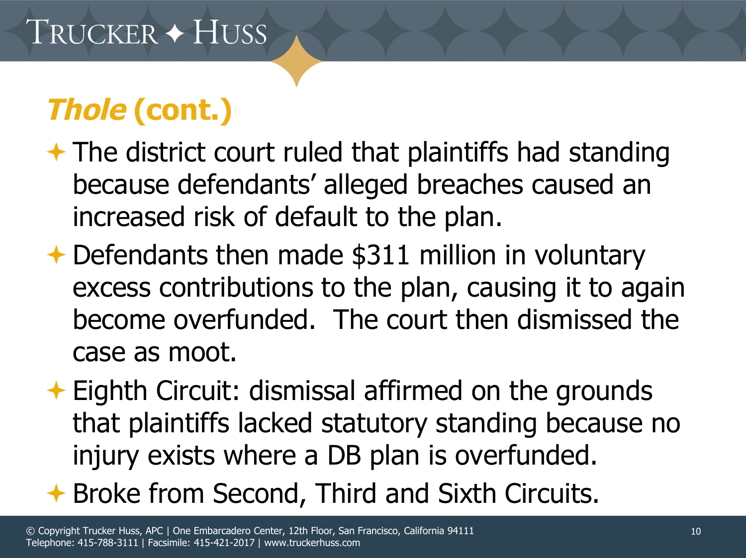## *Thole* (cont.)

- The district court ruled that plaintiffs had standing because defendants' alleged breaches caused an increased risk of default to the plan.
- Defendants then made $311 million in voluntary excess contributions to the plan, causing it to again become overfunded. The court then dismissed the case as moot.
- Eighth Circuit: dismissal affirmed on the grounds that plaintiffs lacked statutory standing because no injury exists where a DB plan is overfunded.
- Broke from Second, Third and Sixth Circuits.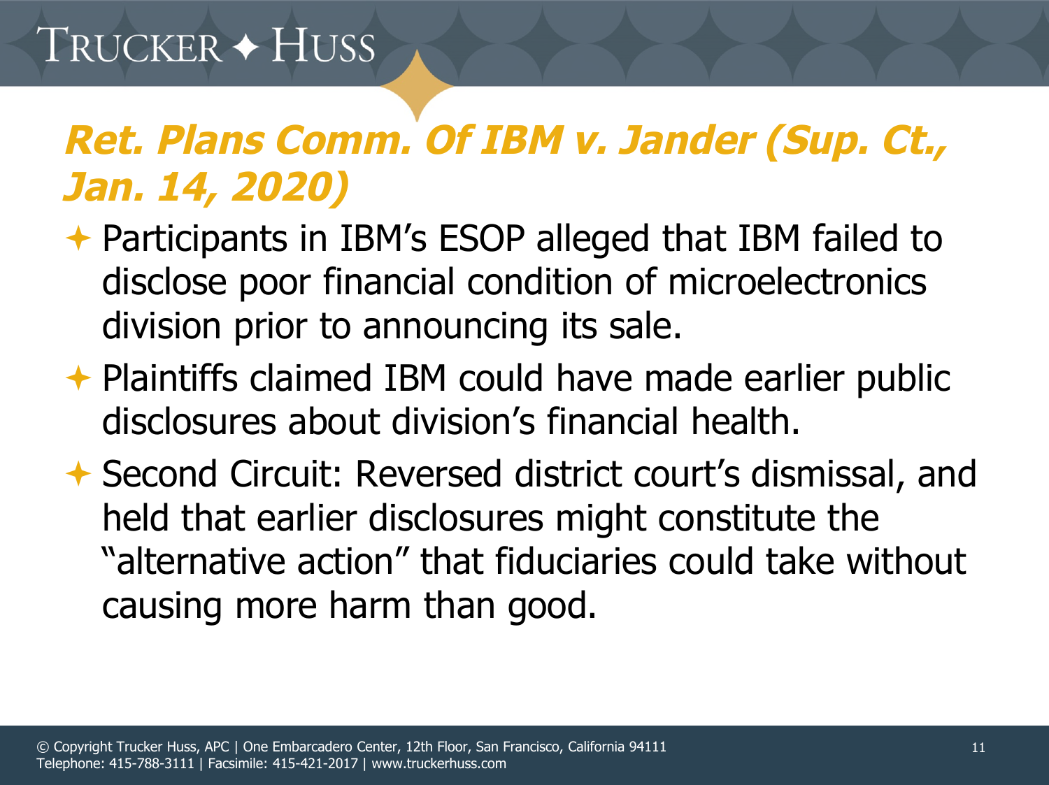## *Ret. Plans Comm. Of IBM v. Jander (Sup. Ct., Jan. 14, 2020)*

- Participants in IBM's ESOP alleged that IBM failed to disclose poor financial condition of microelectronics division prior to announcing its sale.
- Plaintiffs claimed IBM could have made earlier public disclosures about division's financial health.
- Second Circuit: Reversed district court's dismissal, and held that earlier disclosures might constitute the "alternative action" that fiduciaries could take without causing more harm than good.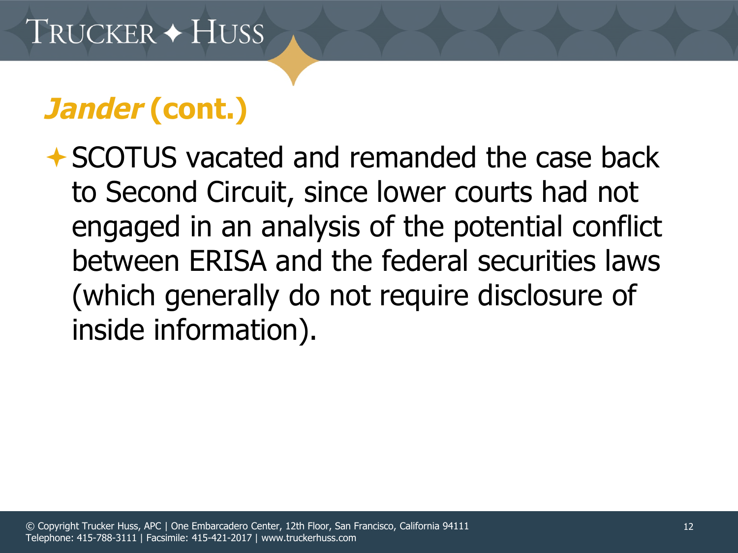## *Jander* (cont.)

- SCOTUS vacated and remanded the case back to Second Circuit, since lower courts had not engaged in an analysis of the potential conflict between ERISA and the federal securities laws (which generally do not require disclosure of inside information).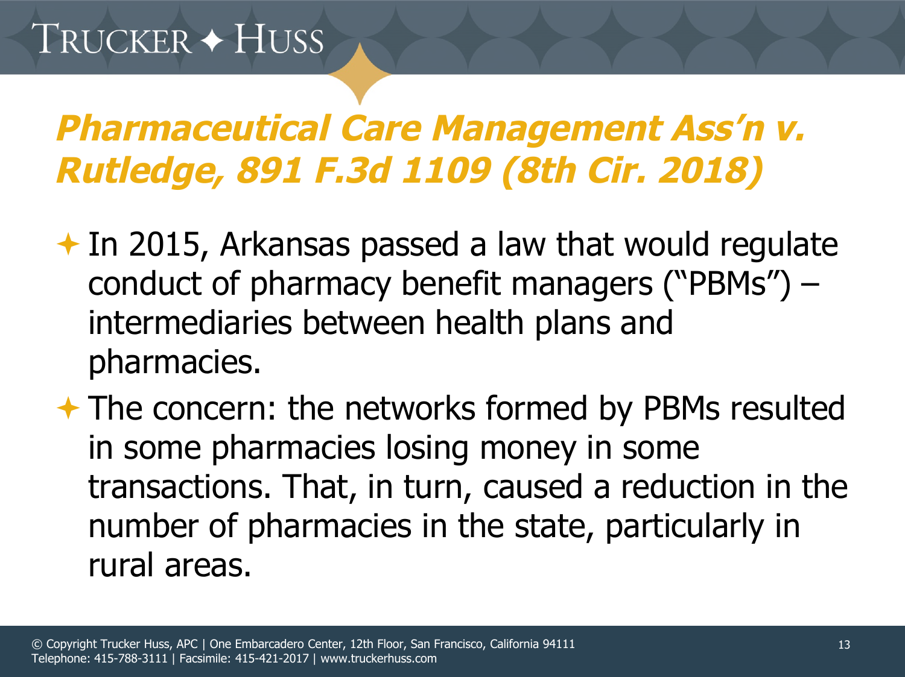# *Pharmaceutical Care Management Ass'n v. Rutledge, 891 F.3d 1109 (8th Cir. 2018)*

- In 2015, Arkansas passed a law that would regulate conduct of pharmacy benefit managers ("PBMs") – intermediaries between health plans and pharmacies.
- The concern: the networks formed by PBMs resulted in some pharmacies losing money in some transactions. That, in turn, caused a reduction in the number of pharmacies in the state, particularly in rural areas.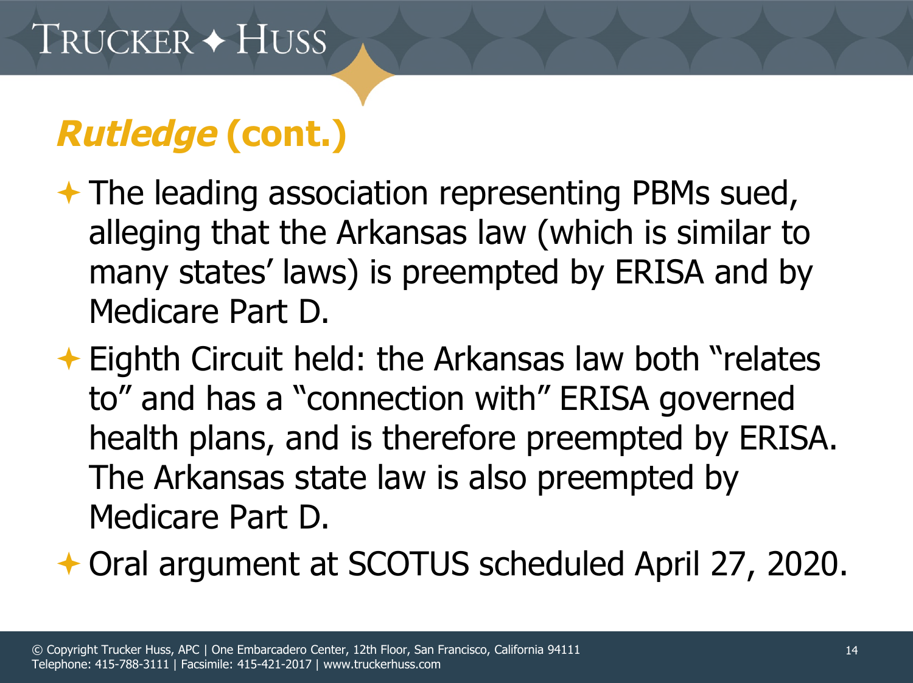## *Rutledge* (cont.)

- The leading association representing PBMs sued, alleging that the Arkansas law (which is similar to many states' laws) is preempted by ERISA and by Medicare Part D.
- Eighth Circuit held: the Arkansas law both "relates to" and has a "connection with" ERISA governed health plans, and is therefore preempted by ERISA. The Arkansas state law is also preempted by Medicare Part D.
- Oral argument at SCOTUS scheduled April 27, 2020.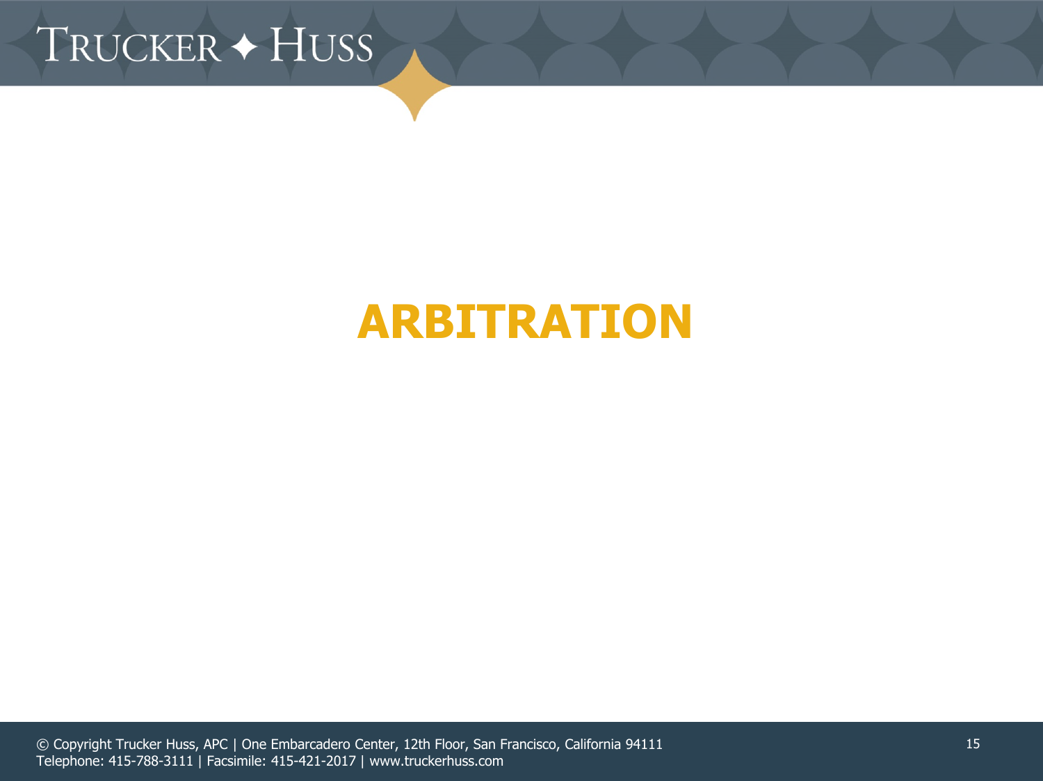# ARBITRATION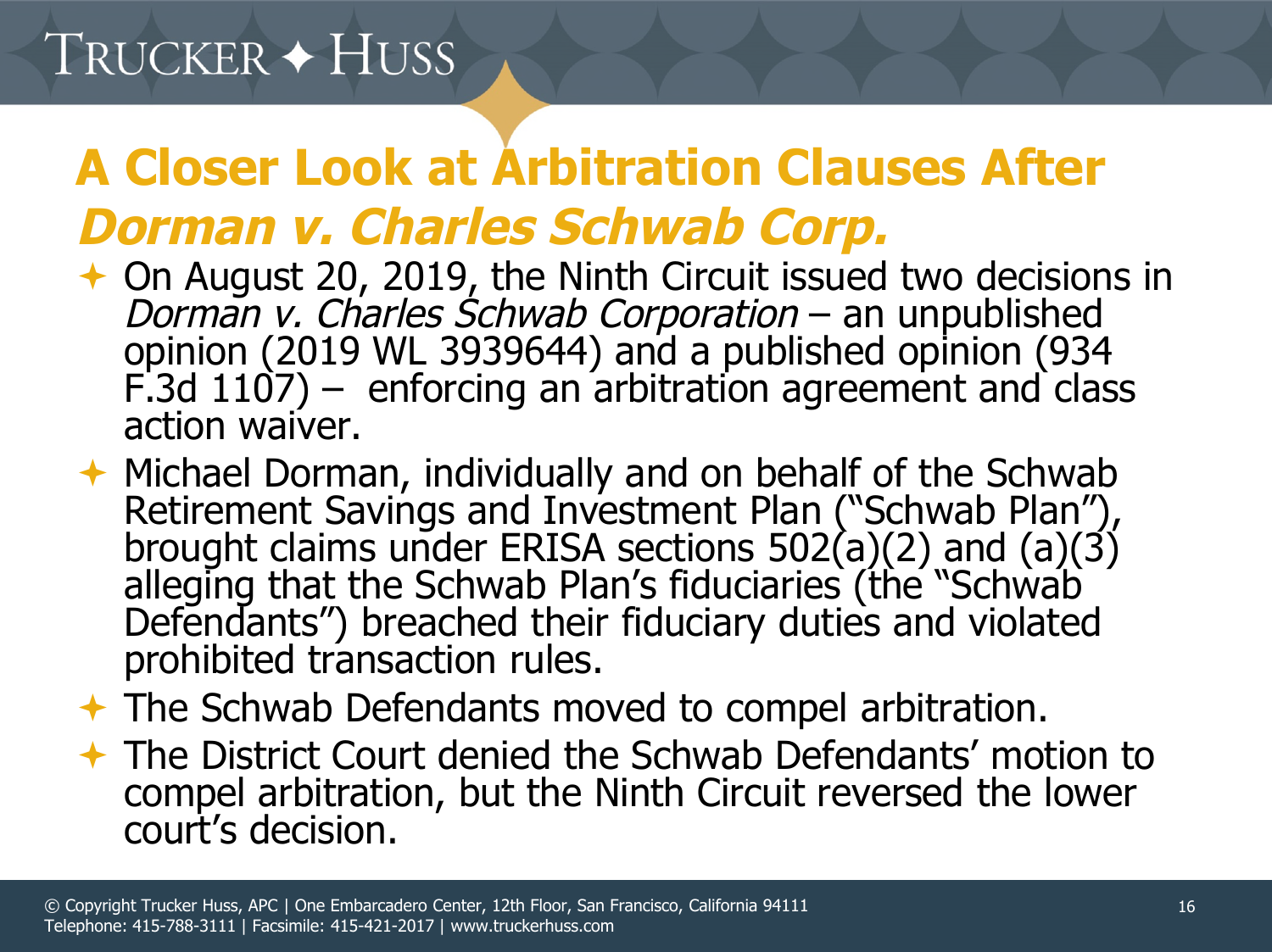# A Closer Look at Arbitration Clauses After *Dorman v. Charles Schwab Corp.*

- On August 20, 2019, the Ninth Circuit issued two decisions in *Dorman v. Charles Schwab Corporation* – an unpublished opinion (2019 WL 3939644) and a published opinion (934 F.3d 1107) – enforcing an arbitration agreement and class action waiver.
- Michael Dorman, individually and on behalf of the Schwab Retirement Savings and Investment Plan ("Schwab Plan"), brought claims under ERISA sections 502(a)(2) and (a)(3) alleging that the Schwab Plan's fiduciaries (the "Schwab Defendants") breached their fiduciary duties and violated prohibited transaction rules.
- The Schwab Defendants moved to compel arbitration.
- The District Court denied the Schwab Defendants' motion to compel arbitration, but the Ninth Circuit reversed the lower court's decision.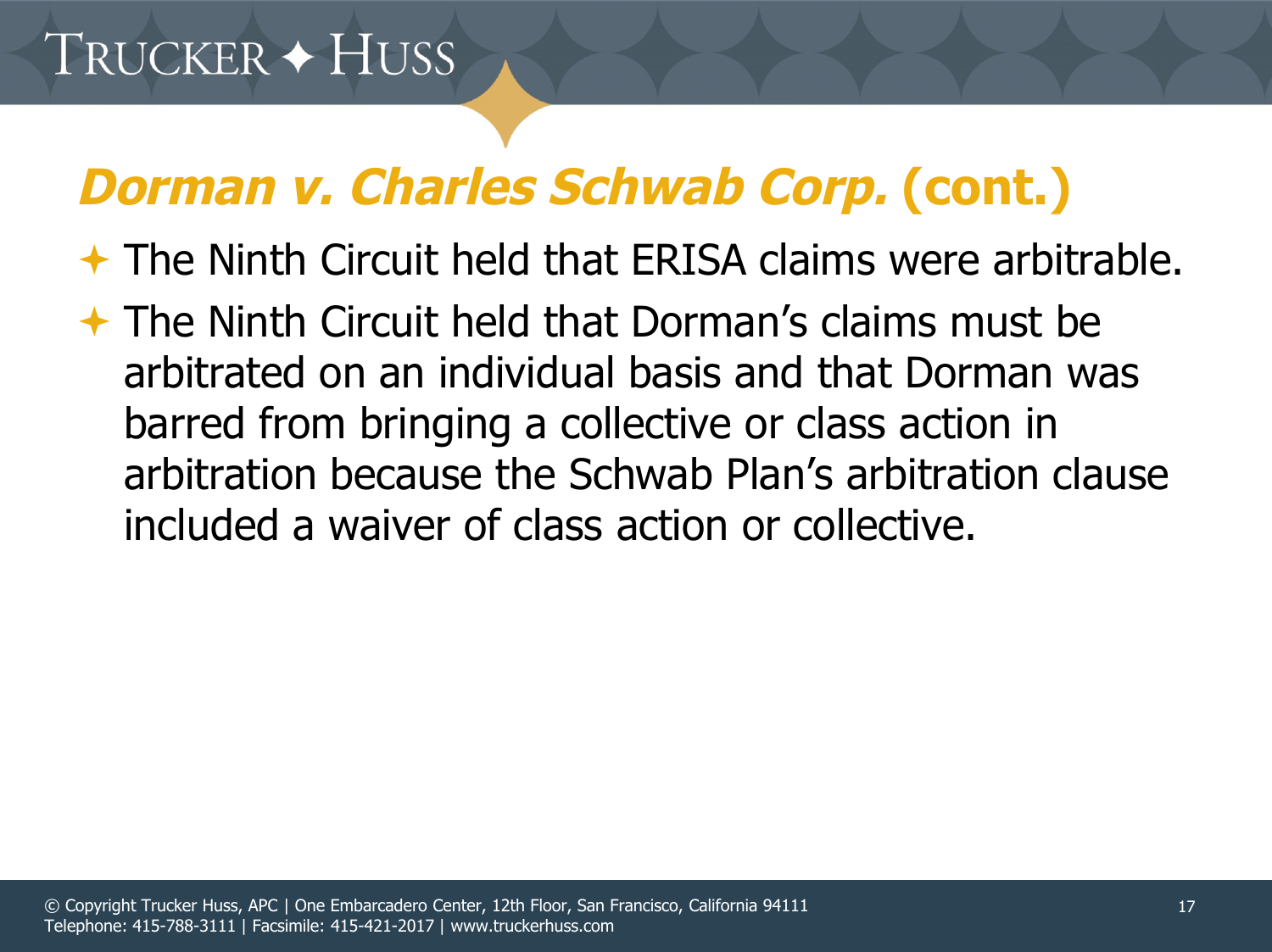## *Dorman v. Charles Schwab Corp.* (cont.)

- The Ninth Circuit held that ERISA claims were arbitrable.
- The Ninth Circuit held that Dorman's claims must be arbitrated on an individual basis and that Dorman was barred from bringing a collective or class action in arbitration because the Schwab Plan's arbitration clause included a waiver of class action or collective.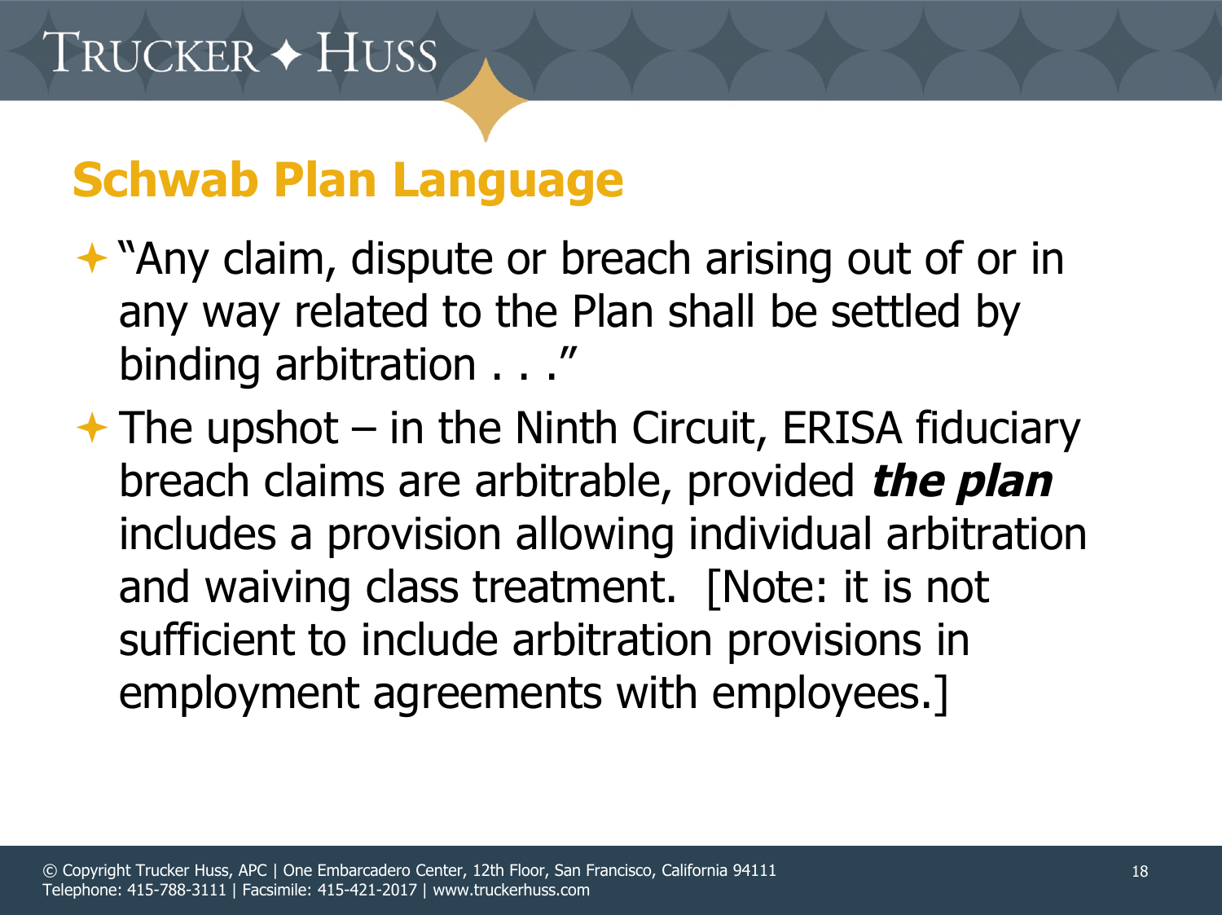## Schwab Plan Language

- "Any claim, dispute or breach arising out of or in any way related to the Plan shall be settled by binding arbitration . . ."
- The upshot – in the Ninth Circuit, ERISA fiduciary breach claims are arbitrable, provided ***the plan*** includes a provision allowing individual arbitration and waiving class treatment. [Note: it is not sufficient to include arbitration provisions in employment agreements with employees.]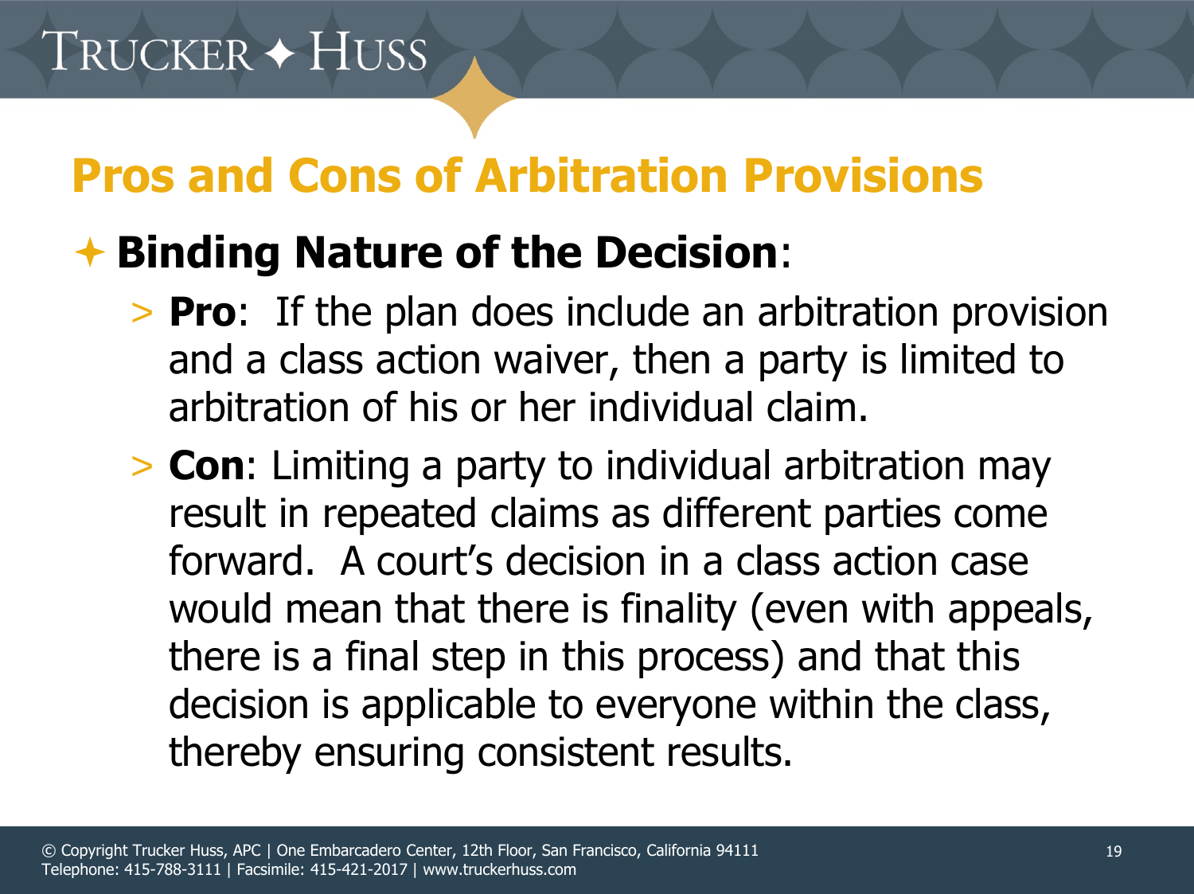## Pros and Cons of Arbitration Provisions

- **Binding Nature of the Decision**:
  - **Pro**: If the plan does include an arbitration provision and a class action waiver, then a party is limited to arbitration of his or her individual claim.
  - **Con**: Limiting a party to individual arbitration may result in repeated claims as different parties come forward. A court's decision in a class action case would mean that there is finality (even with appeals, there is a final step in this process) and that this decision is applicable to everyone within the class, thereby ensuring consistent results.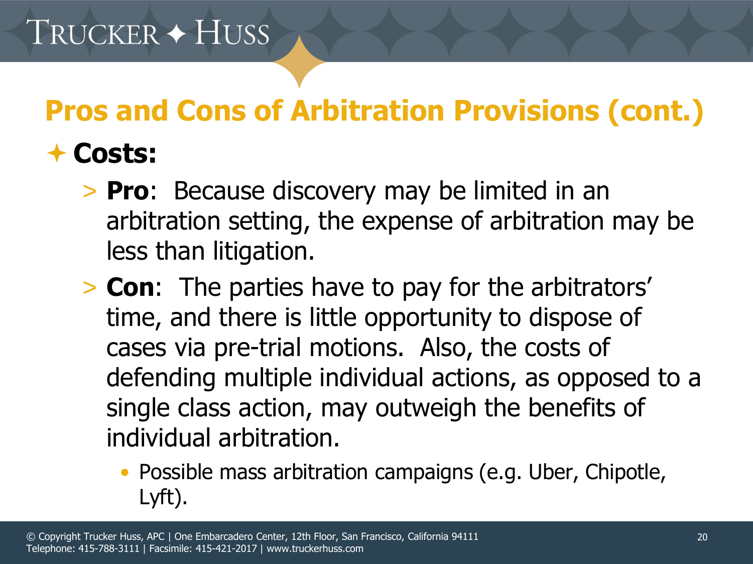## Pros and Cons of Arbitration Provisions (cont.)

- **Costs:**
  - **Pro**: Because discovery may be limited in an arbitration setting, the expense of arbitration may be less than litigation.
  - **Con**: The parties have to pay for the arbitrators' time, and there is little opportunity to dispose of cases via pre-trial motions. Also, the costs of defending multiple individual actions, as opposed to a single class action, may outweigh the benefits of individual arbitration.
    - Possible mass arbitration campaigns (e.g. Uber, Chipotle, Lyft).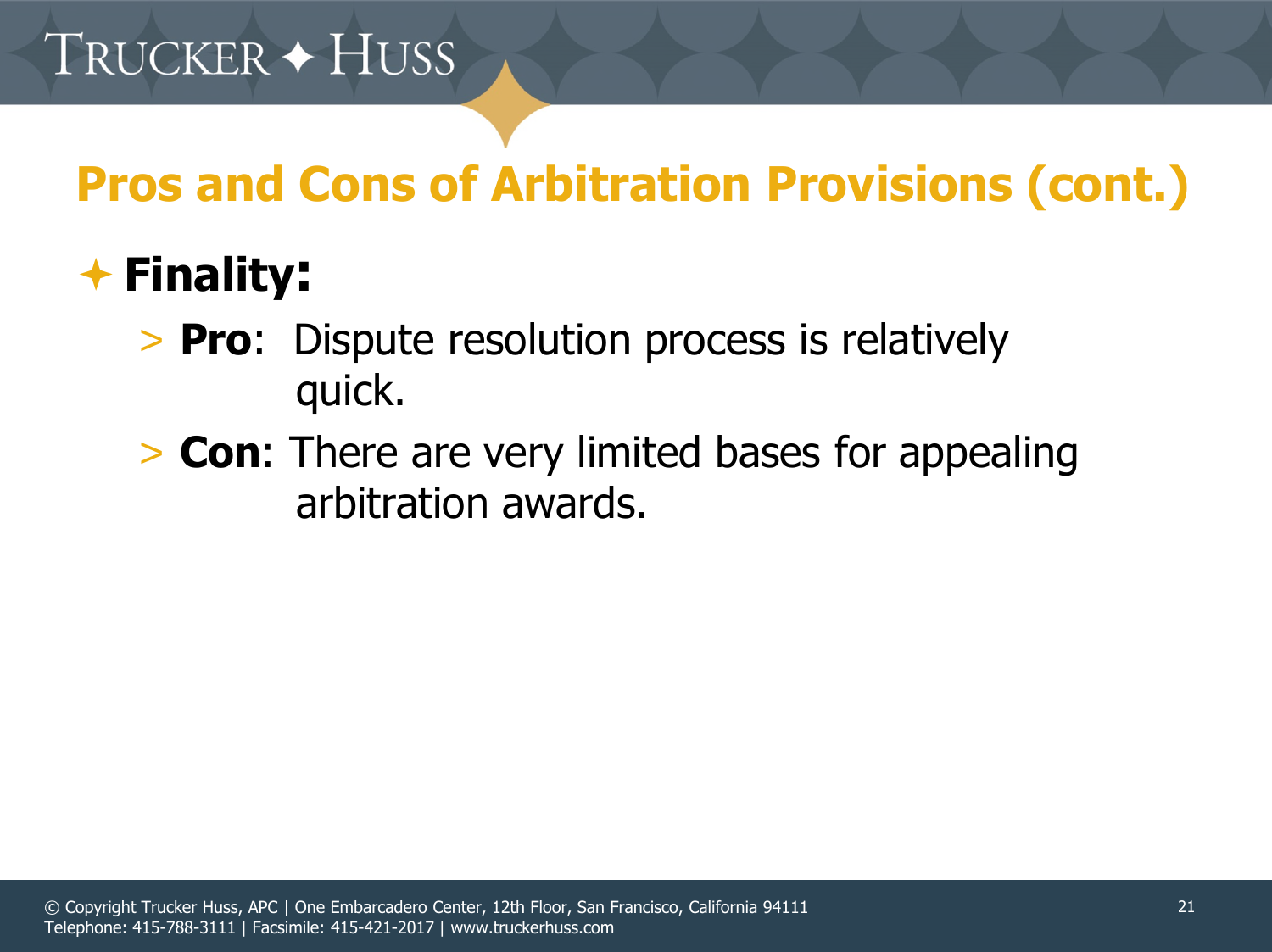## Pros and Cons of Arbitration Provisions (cont.)

- **Finality:**
  - **Pro**: Dispute resolution process is relatively quick.
  - **Con**: There are very limited bases for appealing arbitration awards.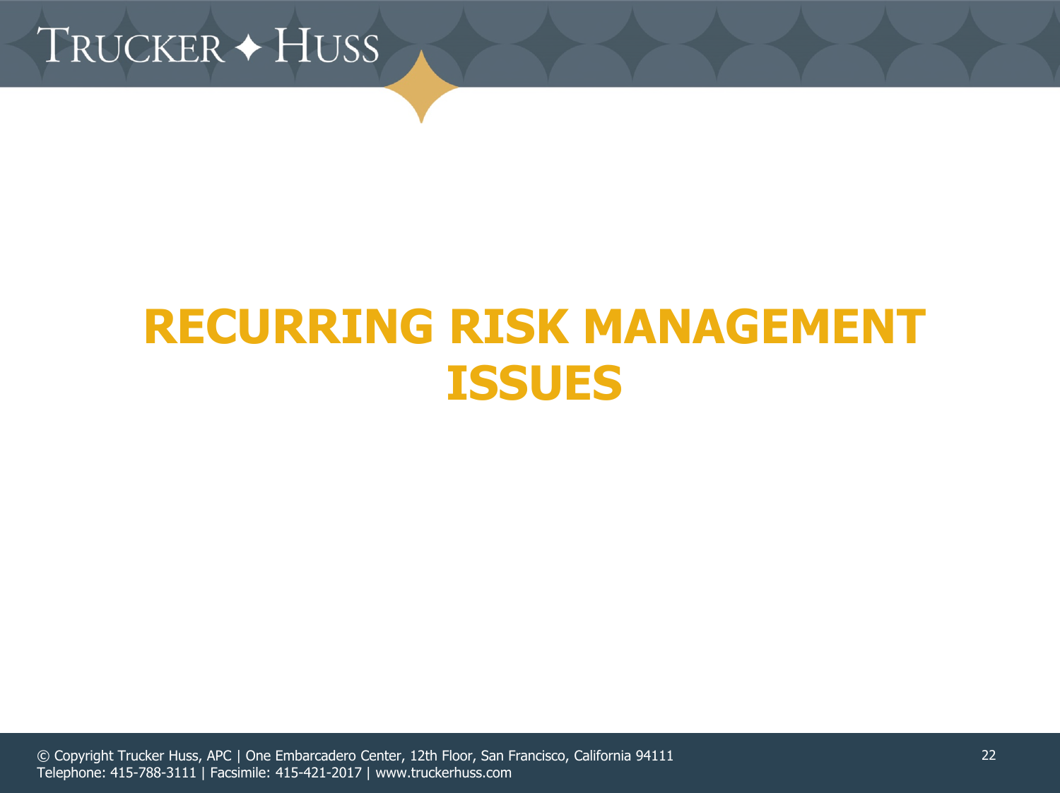# RECURRING RISK MANAGEMENT ISSUES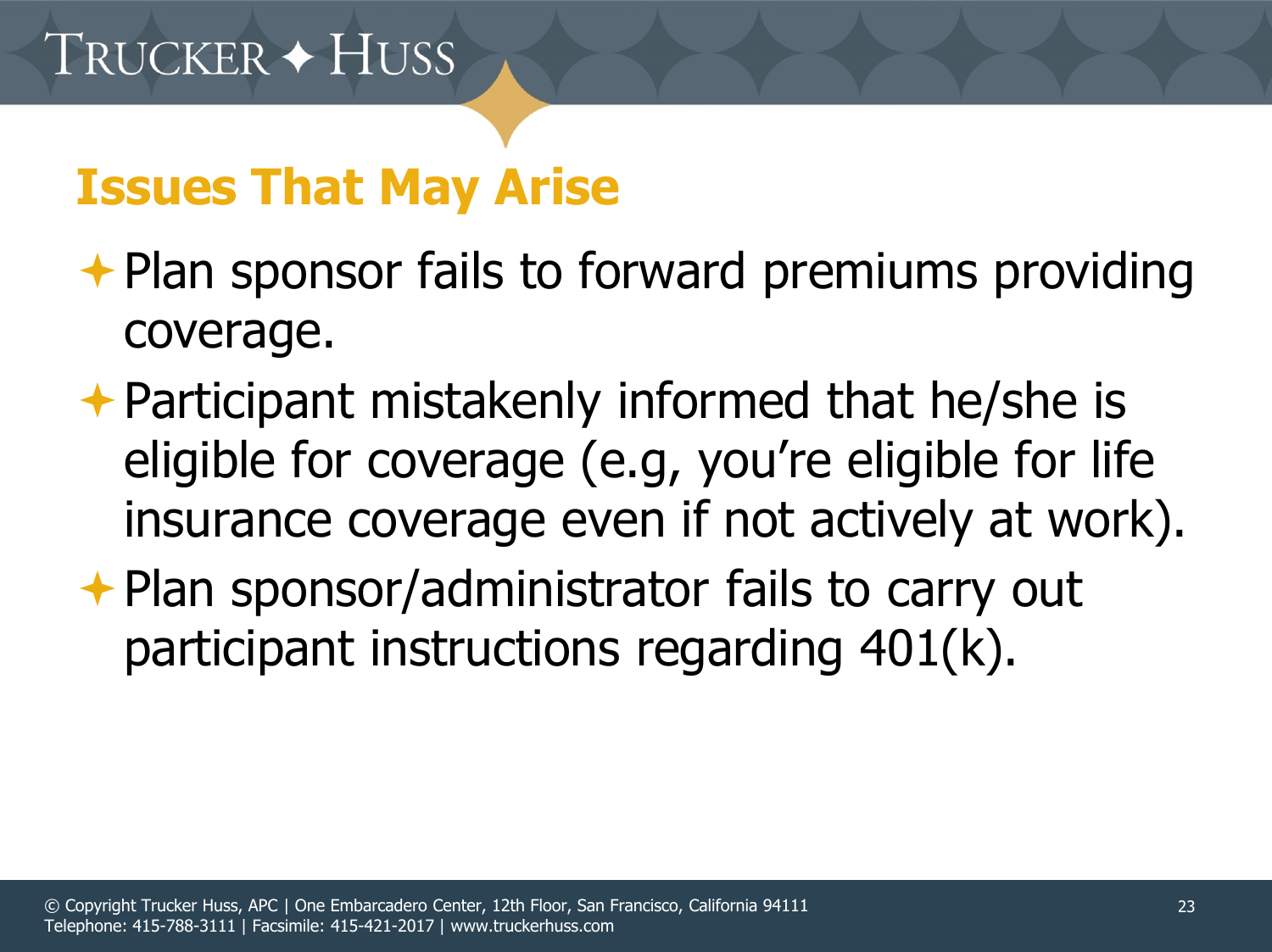## Issues That May Arise

- Plan sponsor fails to forward premiums providing coverage.
- Participant mistakenly informed that he/she is eligible for coverage (e.g, you're eligible for life insurance coverage even if not actively at work).
- Plan sponsor/administrator fails to carry out participant instructions regarding 401(k).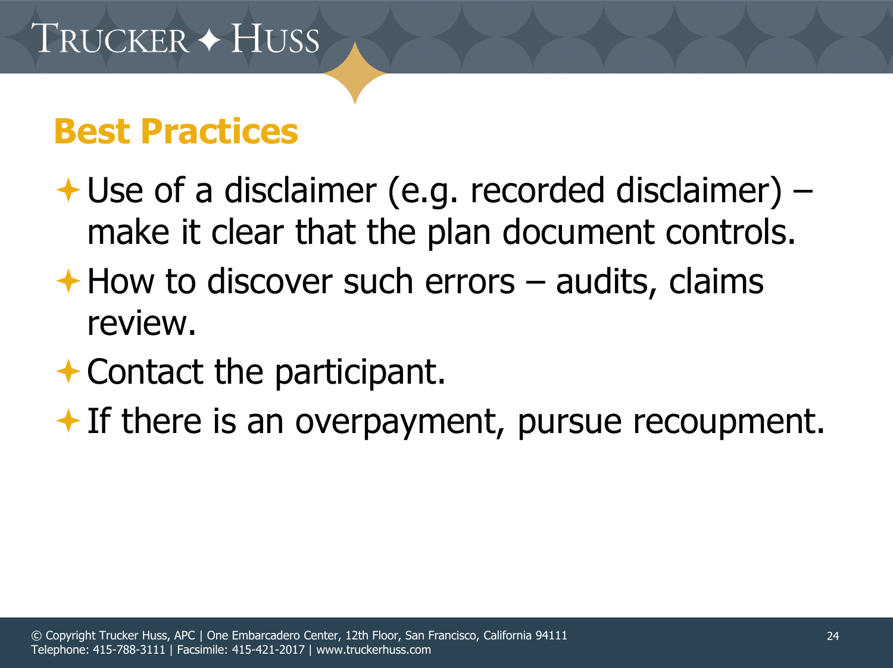## Best Practices

- Use of a disclaimer (e.g. recorded disclaimer) – make it clear that the plan document controls.
- How to discover such errors – audits, claims review.
- Contact the participant.
- If there is an overpayment, pursue recoupment.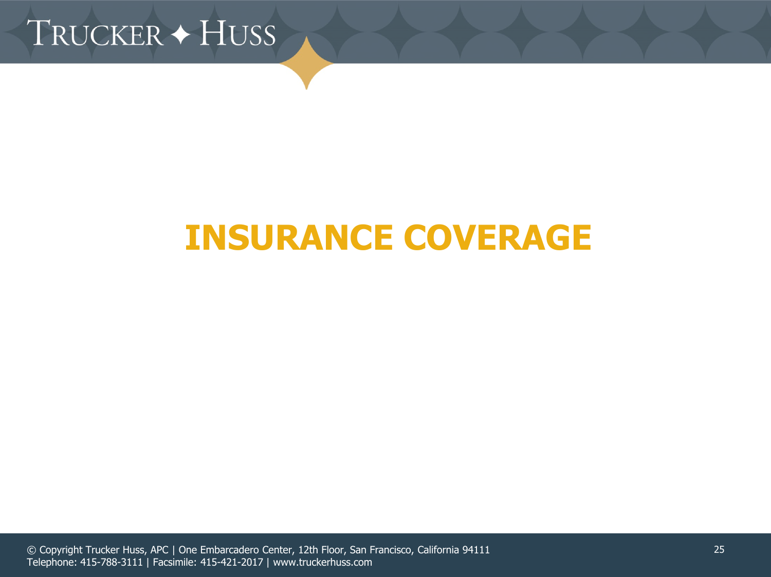# INSURANCE COVERAGE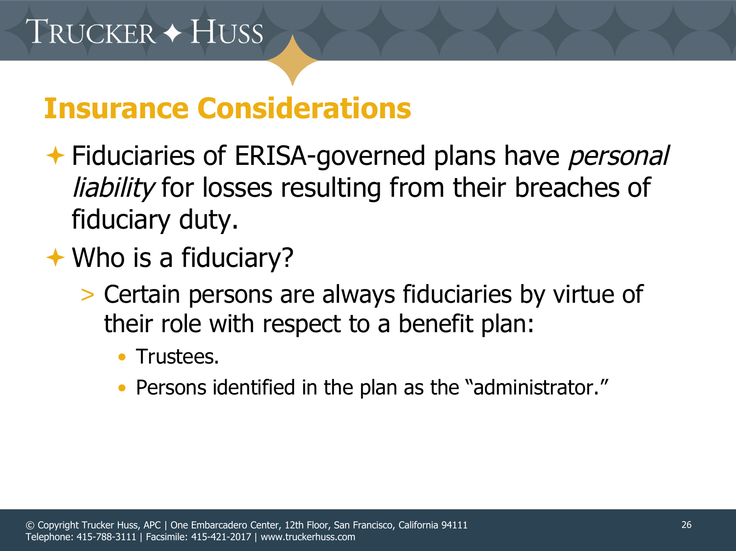## Insurance Considerations

- Fiduciaries of ERISA-governed plans have *personal liability* for losses resulting from their breaches of fiduciary duty.
- Who is a fiduciary?
  - Certain persons are always fiduciaries by virtue of their role with respect to a benefit plan:
    - Trustees.
    - Persons identified in the plan as the "administrator."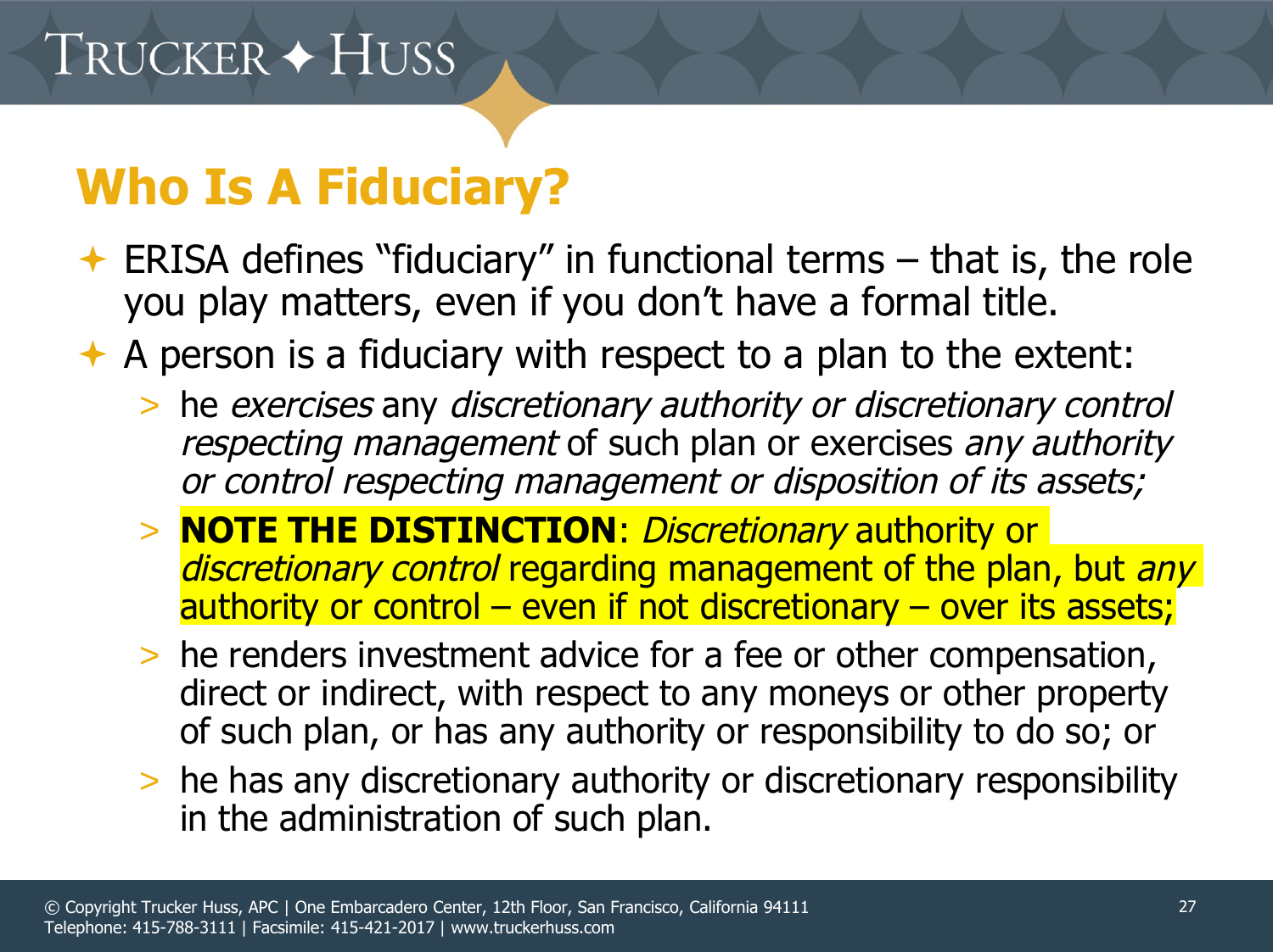## Who Is A Fiduciary?

- ERISA defines "fiduciary" in functional terms – that is, the role you play matters, even if you don't have a formal title.
- A person is a fiduciary with respect to a plan to the extent:
  - he *exercises* any *discretionary authority or discretionary control respecting management* of such plan or exercises *any authority or control respecting management or disposition of its assets;*
  - **NOTE THE DISTINCTION**: *Discretionary* authority or *discretionary control* regarding management of the plan, but *any* authority or control – even if not discretionary – over its assets;
  - he renders investment advice for a fee or other compensation, direct or indirect, with respect to any moneys or other property of such plan, or has any authority or responsibility to do so; or
  - he has any discretionary authority or discretionary responsibility in the administration of such plan.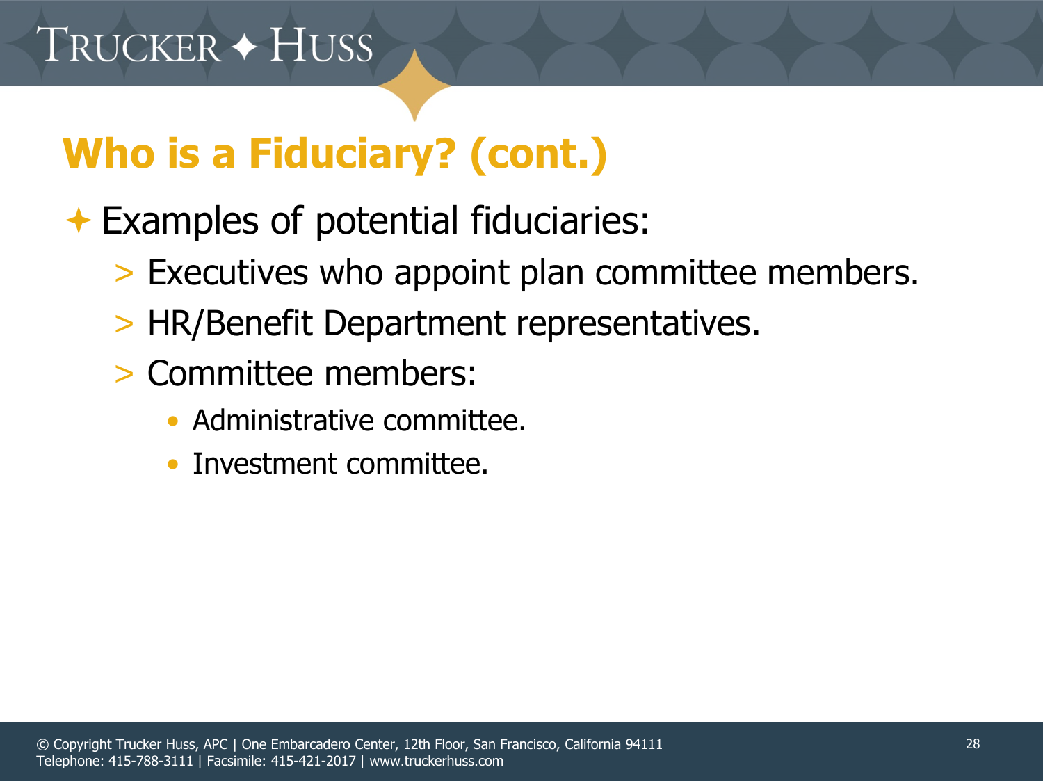## Who is a Fiduciary? (cont.)

- Examples of potential fiduciaries:
  - Executives who appoint plan committee members.
  - HR/Benefit Department representatives.
  - Committee members:
    - Administrative committee.
    - Investment committee.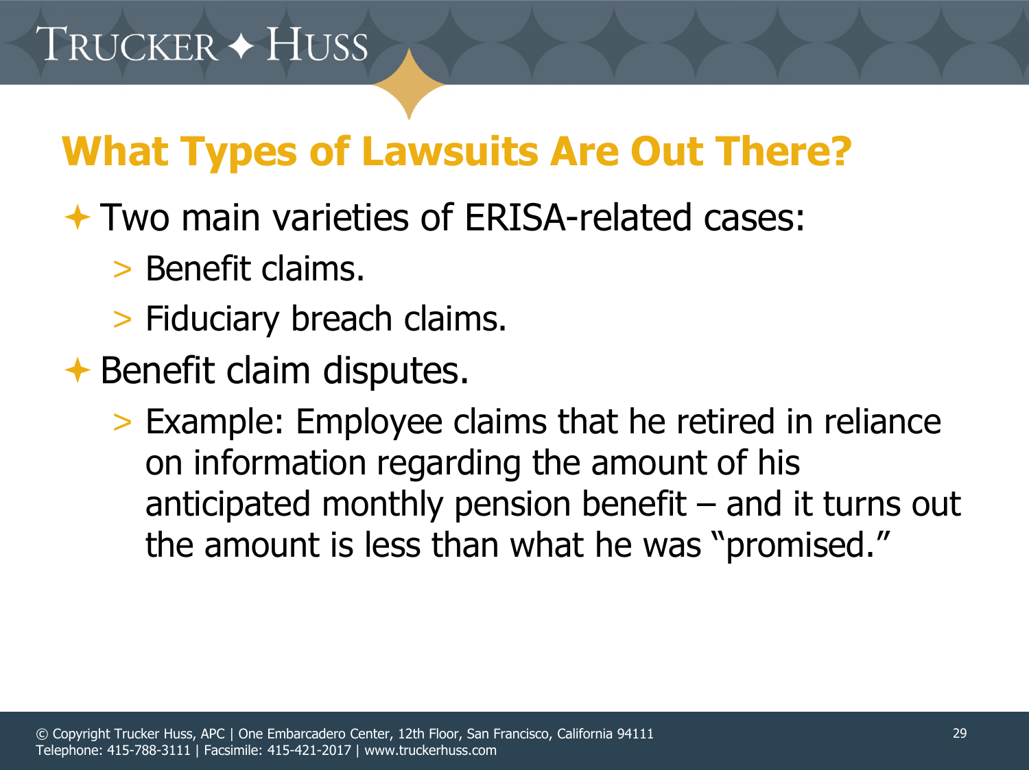## What Types of Lawsuits Are Out There?

- Two main varieties of ERISA-related cases:
  - Benefit claims.
  - Fiduciary breach claims.
- Benefit claim disputes.
  - Example: Employee claims that he retired in reliance on information regarding the amount of his anticipated monthly pension benefit – and it turns out the amount is less than what he was "promised."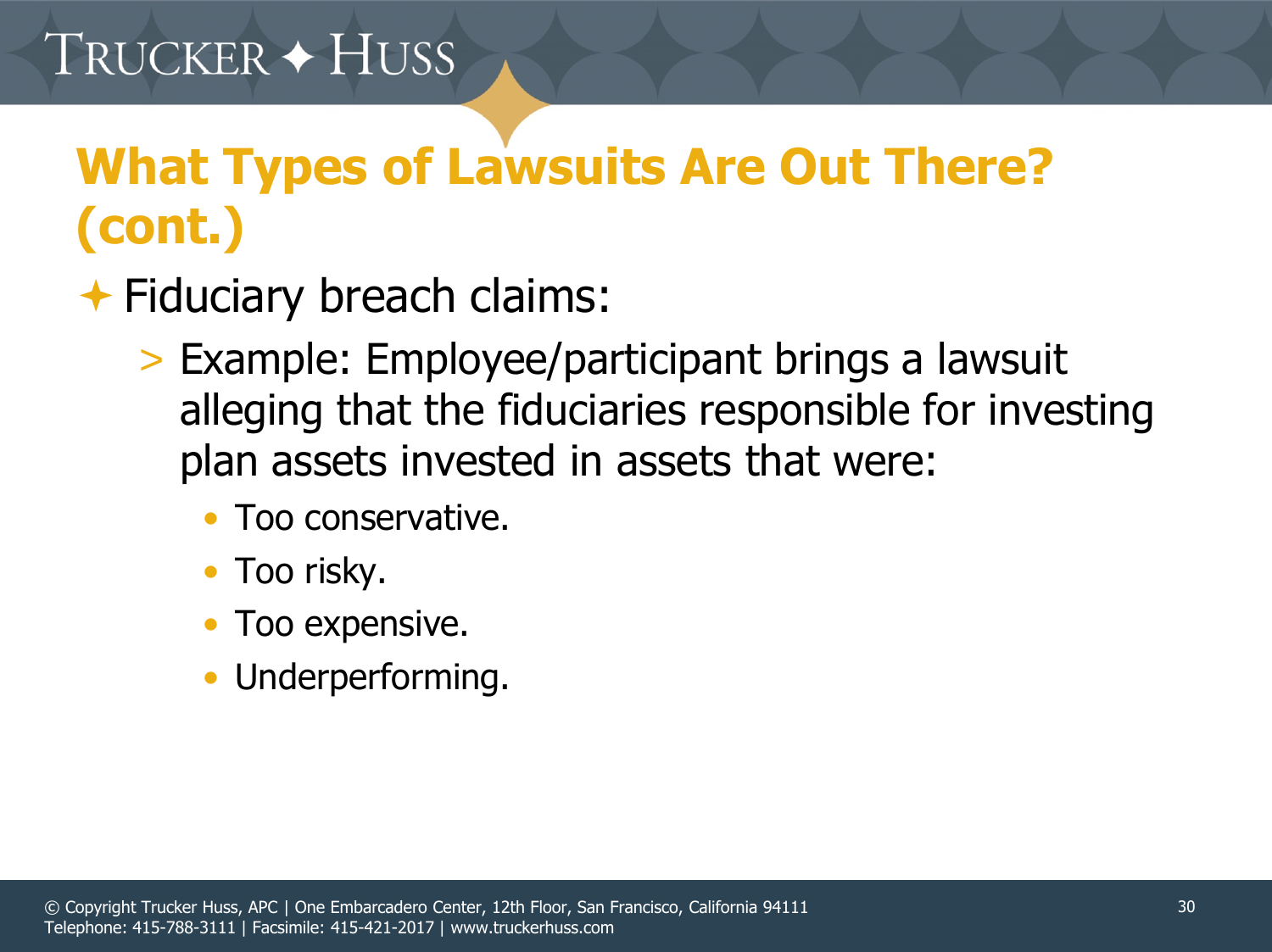## What Types of Lawsuits Are Out There? (cont.)

- Fiduciary breach claims:
  - Example: Employee/participant brings a lawsuit alleging that the fiduciaries responsible for investing plan assets invested in assets that were:
    - Too conservative.
    - Too risky.
    - Too expensive.
    - Underperforming.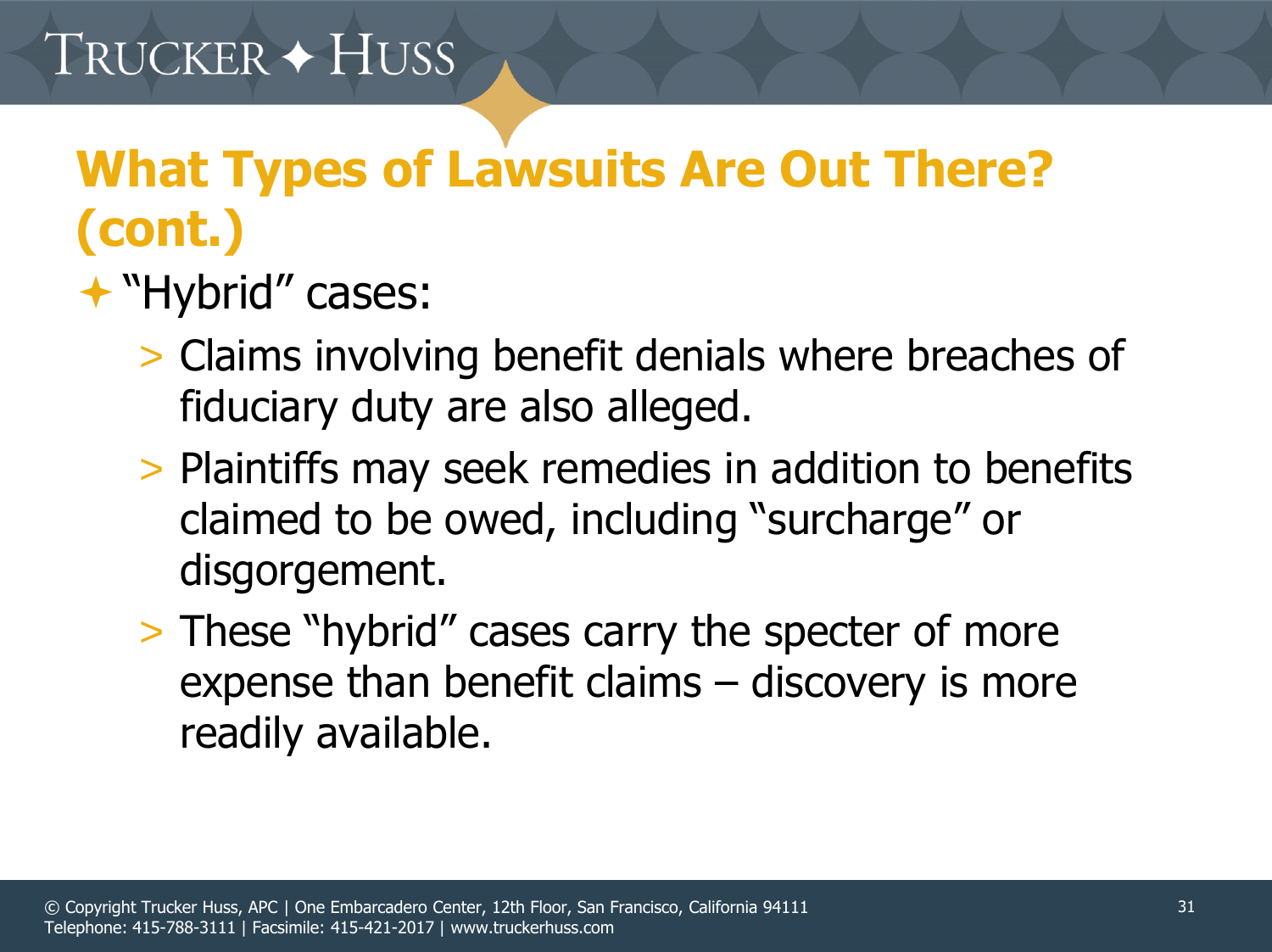# What Types of Lawsuits Are Out There? (cont.)

- "Hybrid" cases:
  - Claims involving benefit denials where breaches of fiduciary duty are also alleged.
  - Plaintiffs may seek remedies in addition to benefits claimed to be owed, including "surcharge" or disgorgement.
  - These "hybrid" cases carry the specter of more expense than benefit claims – discovery is more readily available.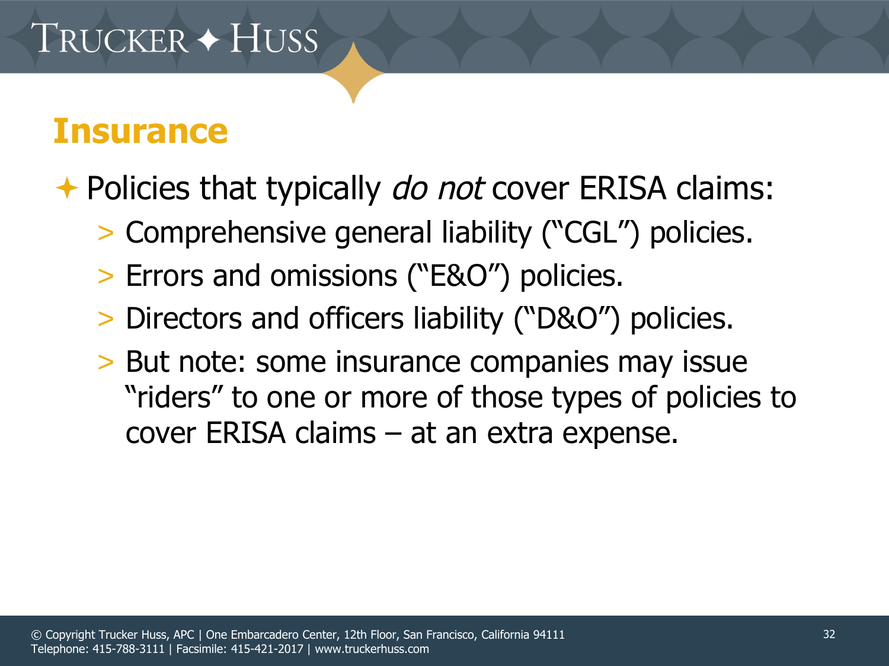## Insurance

- Policies that typically *do not* cover ERISA claims:
  - Comprehensive general liability ("CGL") policies.
  - Errors and omissions ("E&O") policies.
  - Directors and officers liability ("D&O") policies.
  - But note: some insurance companies may issue "riders" to one or more of those types of policies to cover ERISA claims – at an extra expense.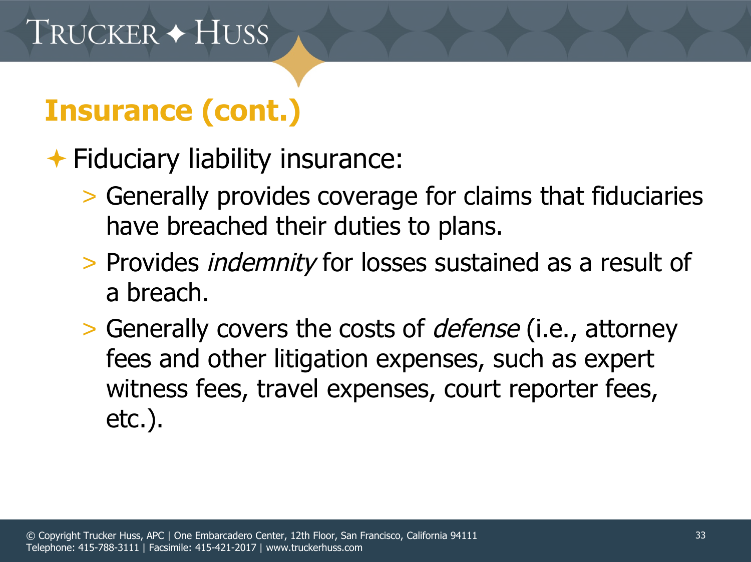## Insurance (cont.)

- Fiduciary liability insurance:
  - Generally provides coverage for claims that fiduciaries have breached their duties to plans.
  - Provides *indemnity* for losses sustained as a result of a breach.
  - Generally covers the costs of *defense* (i.e., attorney fees and other litigation expenses, such as expert witness fees, travel expenses, court reporter fees, etc.).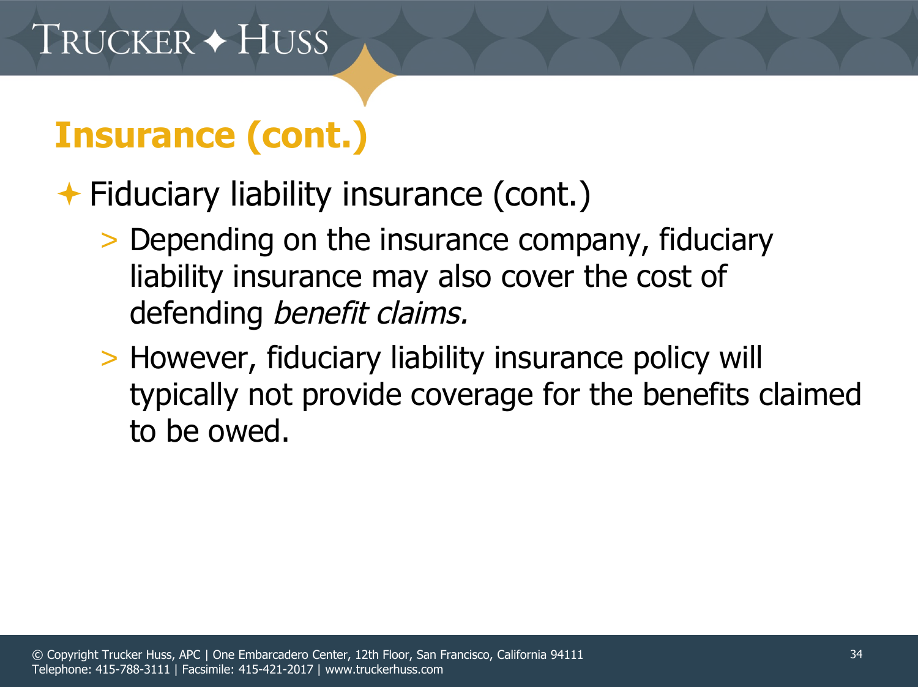## Insurance (cont.)

- Fiduciary liability insurance (cont.)
  - Depending on the insurance company, fiduciary liability insurance may also cover the cost of defending *benefit claims.*
  - However, fiduciary liability insurance policy will typically not provide coverage for the benefits claimed to be owed.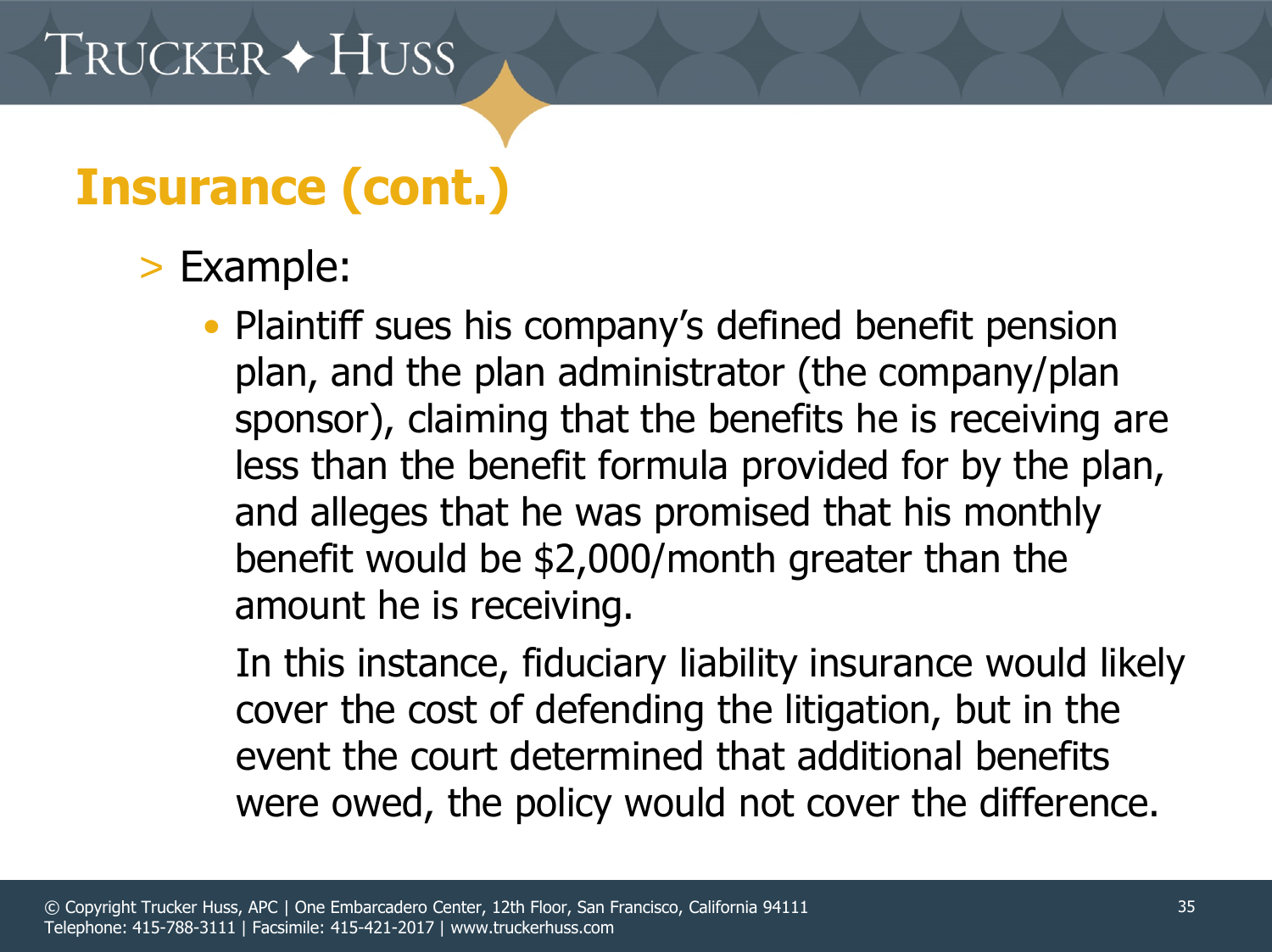# Insurance (cont.)

> Example:

- Plaintiff sues his company's defined benefit pension plan, and the plan administrator (the company/plan sponsor), claiming that the benefits he is receiving are less than the benefit formula provided for by the plan, and alleges that he was promised that his monthly benefit would be $2,000/month greater than the amount he is receiving.

  In this instance, fiduciary liability insurance would likely cover the cost of defending the litigation, but in the event the court determined that additional benefits were owed, the policy would not cover the difference.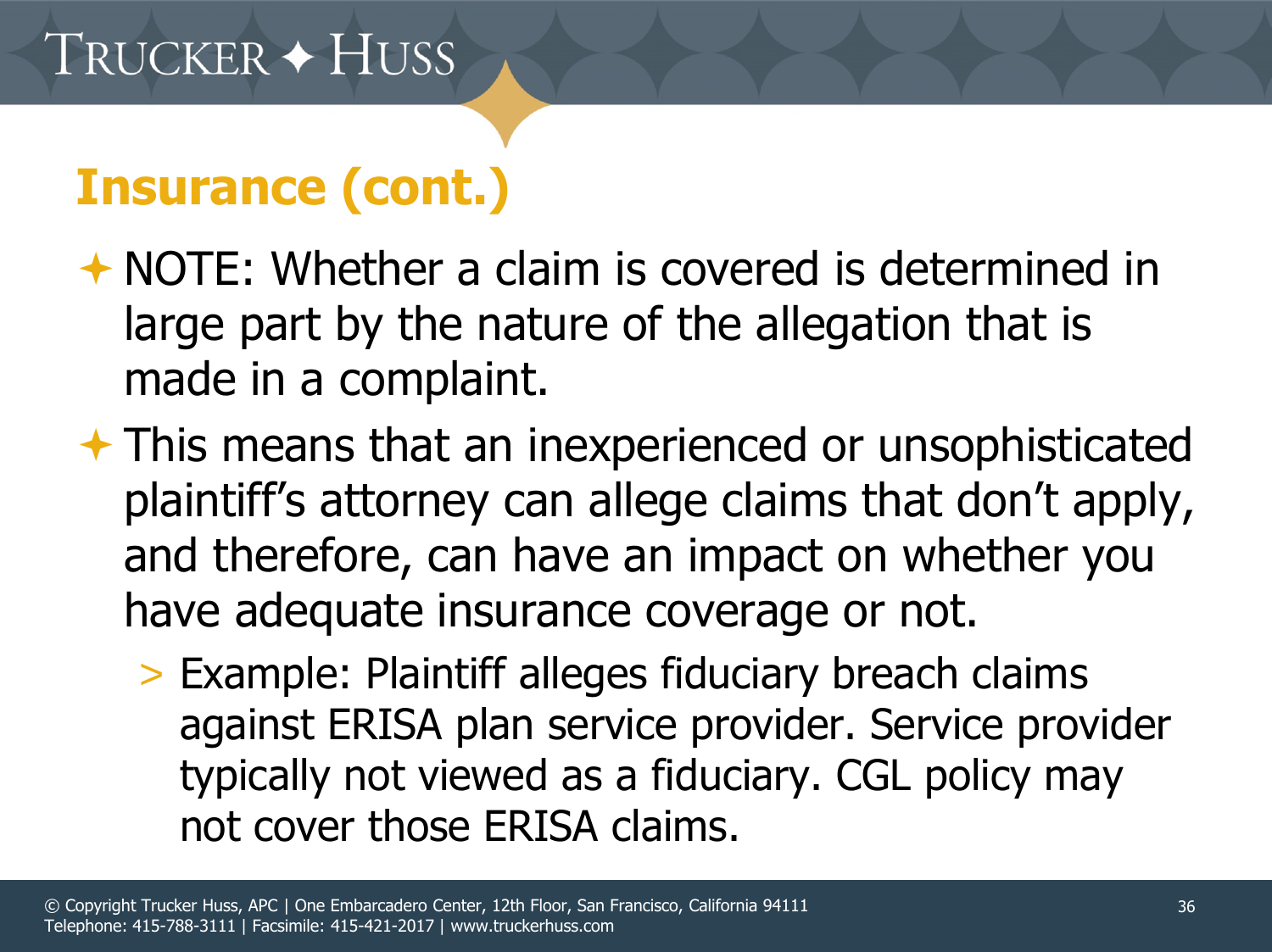# Insurance (cont.)

- NOTE: Whether a claim is covered is determined in large part by the nature of the allegation that is made in a complaint.
- This means that an inexperienced or unsophisticated plaintiff's attorney can allege claims that don't apply, and therefore, can have an impact on whether you have adequate insurance coverage or not.
  - Example: Plaintiff alleges fiduciary breach claims against ERISA plan service provider. Service provider typically not viewed as a fiduciary. CGL policy may not cover those ERISA claims.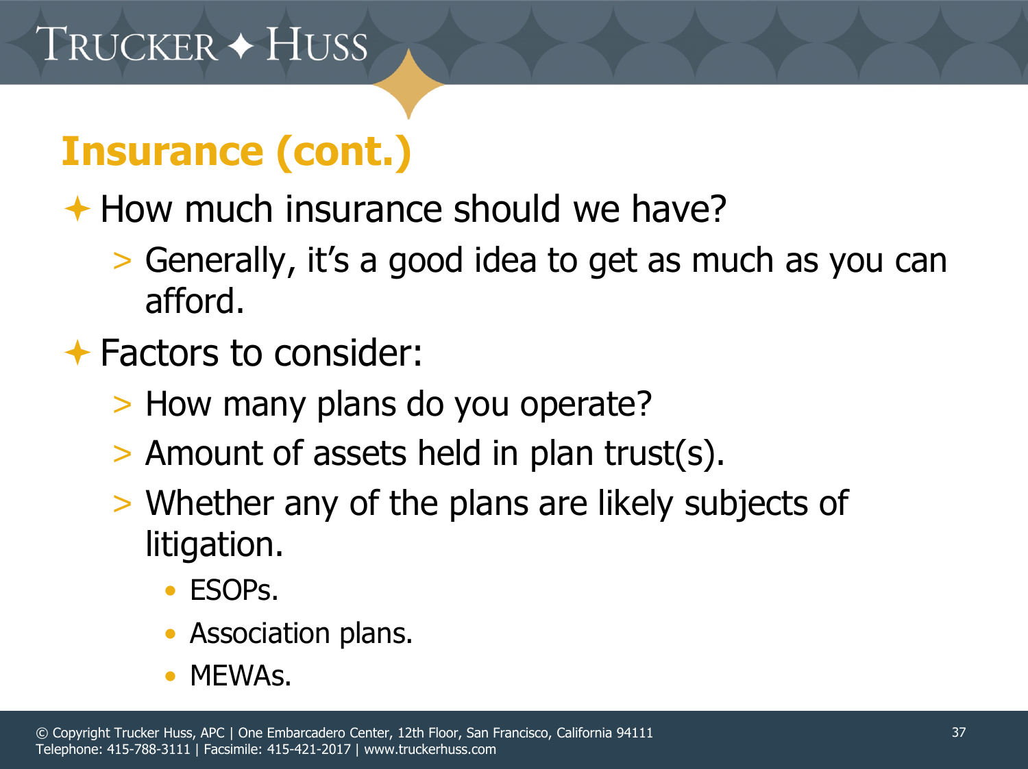## Insurance (cont.)

- How much insurance should we have?
  - Generally, it's a good idea to get as much as you can afford.
- Factors to consider:
  - How many plans do you operate?
  - Amount of assets held in plan trust(s).
  - Whether any of the plans are likely subjects of litigation.
    - ESOPs.
    - Association plans.
    - MEWAs.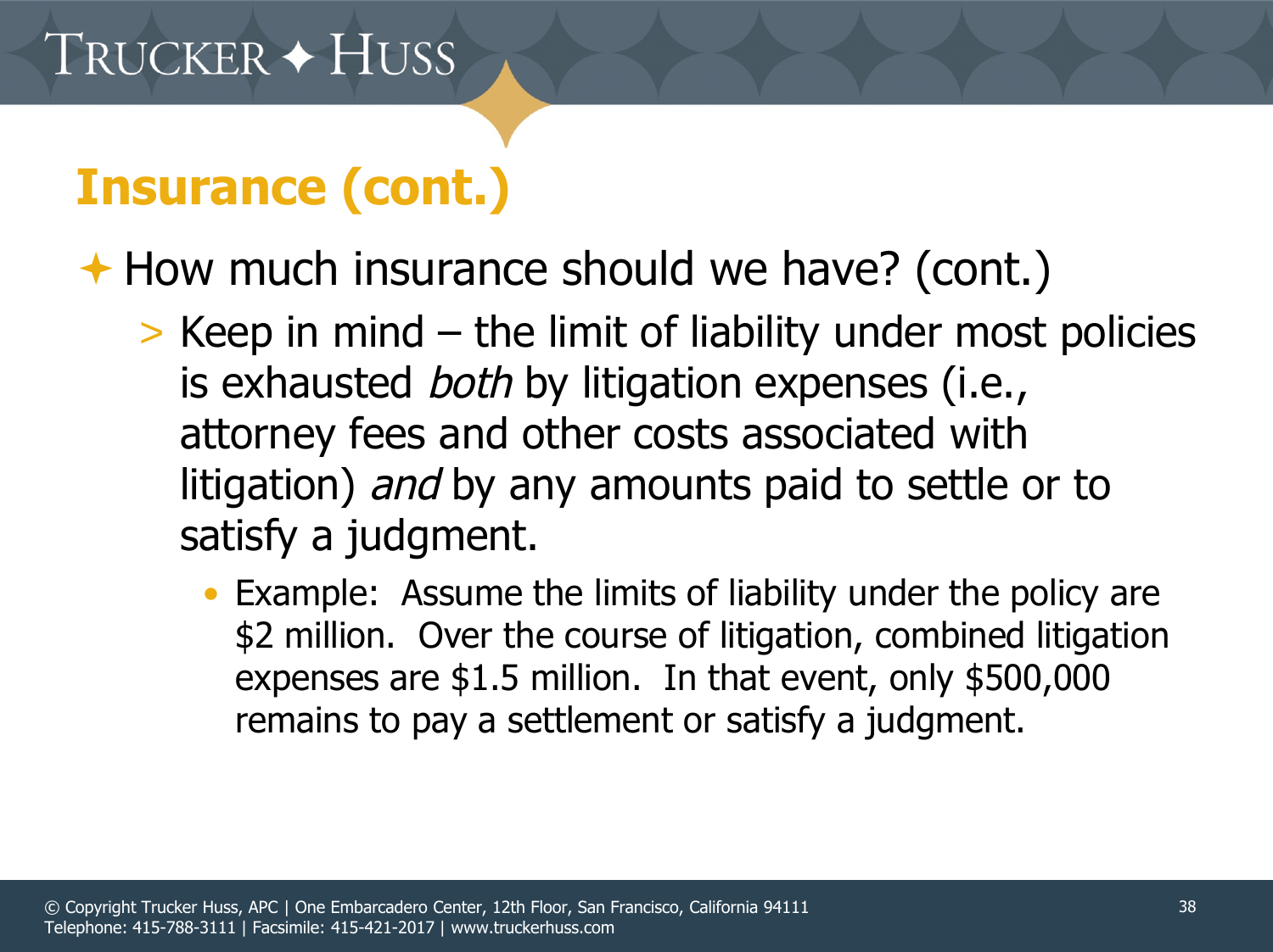## Insurance (cont.)

- How much insurance should we have? (cont.)
  - Keep in mind – the limit of liability under most policies is exhausted *both* by litigation expenses (i.e., attorney fees and other costs associated with litigation) *and* by any amounts paid to settle or to satisfy a judgment.
    - Example: Assume the limits of liability under the policy are $2 million. Over the course of litigation, combined litigation expenses are $1.5 million. In that event, only $500,000 remains to pay a settlement or satisfy a judgment.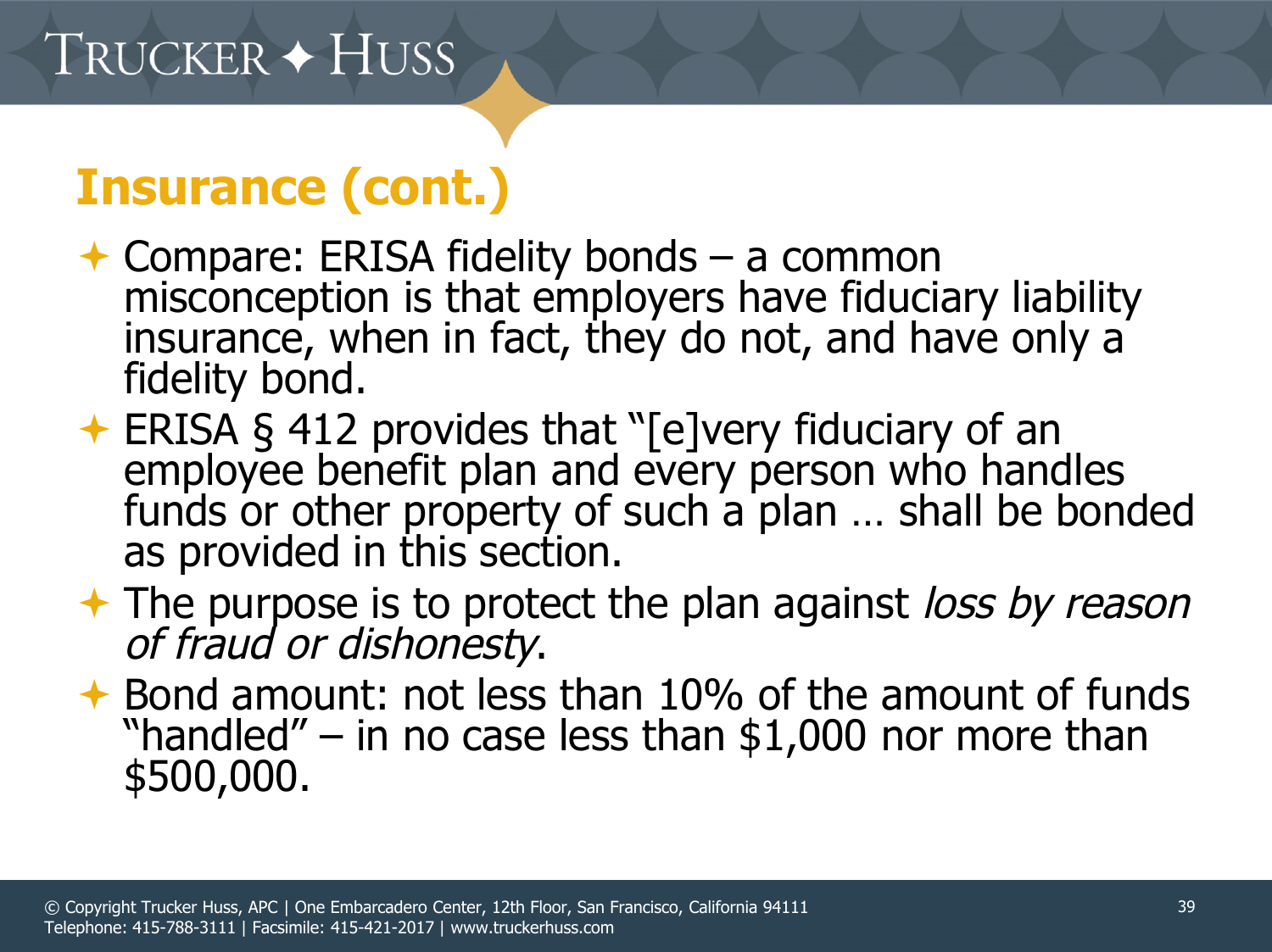## Insurance (cont.)

- Compare: ERISA fidelity bonds – a common misconception is that employers have fiduciary liability insurance, when in fact, they do not, and have only a fidelity bond.
- ERISA § 412 provides that "[e]very fiduciary of an employee benefit plan and every person who handles funds or other property of such a plan … shall be bonded as provided in this section.
- The purpose is to protect the plan against *loss by reason of fraud or dishonesty*.
- Bond amount: not less than 10% of the amount of funds "handled" – in no case less than $1,000 nor more than $500,000.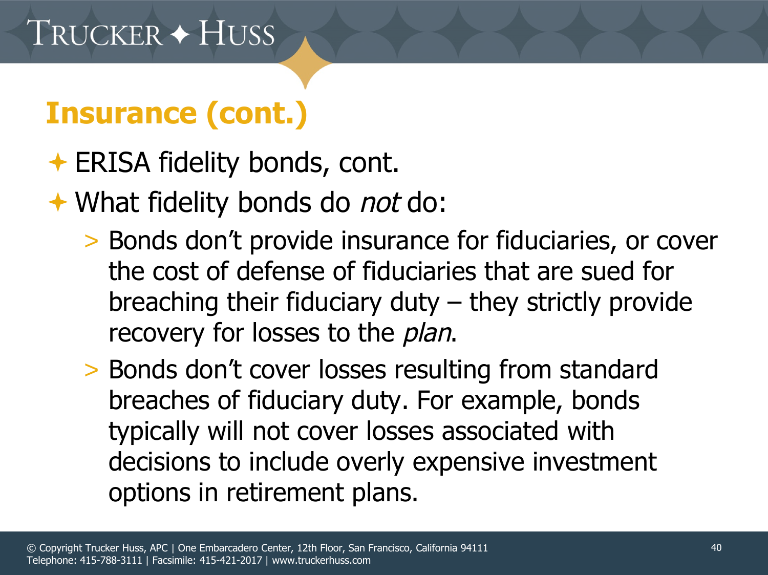## Insurance (cont.)

- ERISA fidelity bonds, cont.
- What fidelity bonds do *not* do:
  - Bonds don't provide insurance for fiduciaries, or cover the cost of defense of fiduciaries that are sued for breaching their fiduciary duty – they strictly provide recovery for losses to the *plan*.
  - Bonds don't cover losses resulting from standard breaches of fiduciary duty. For example, bonds typically will not cover losses associated with decisions to include overly expensive investment options in retirement plans.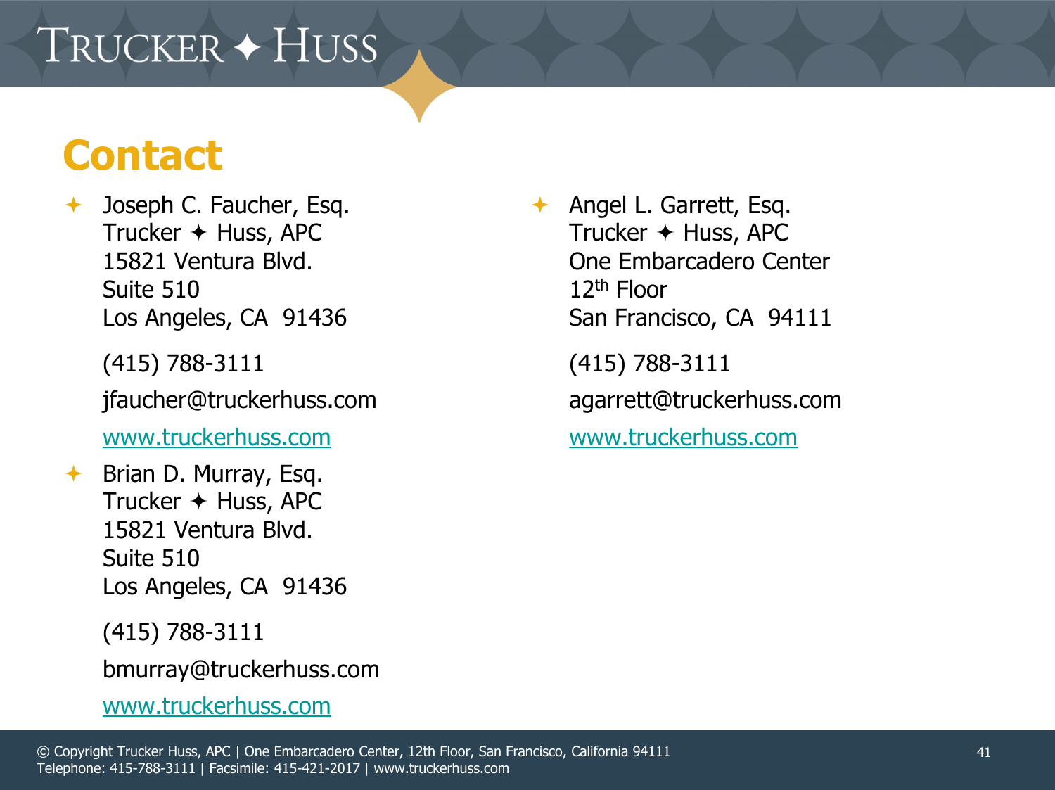## Contact

- Joseph C. Faucher, Esq.
  Trucker ✦ Huss, APC
  15821 Ventura Blvd.
  Suite 510
  Los Angeles, CA 91436

  (415) 788-3111

  jfaucher@truckerhuss.com

  www.truckerhuss.com

- Brian D. Murray, Esq.
  Trucker ✦ Huss, APC
  15821 Ventura Blvd.
  Suite 510
  Los Angeles, CA 91436

  (415) 788-3111

  bmurray@truckerhuss.com

  www.truckerhuss.com

- Angel L. Garrett, Esq.
  Trucker ✦ Huss, APC
  One Embarcadero Center
  12th Floor
  San Francisco, CA 94111

  (415) 788-3111

  agarrett@truckerhuss.com

  www.truckerhuss.com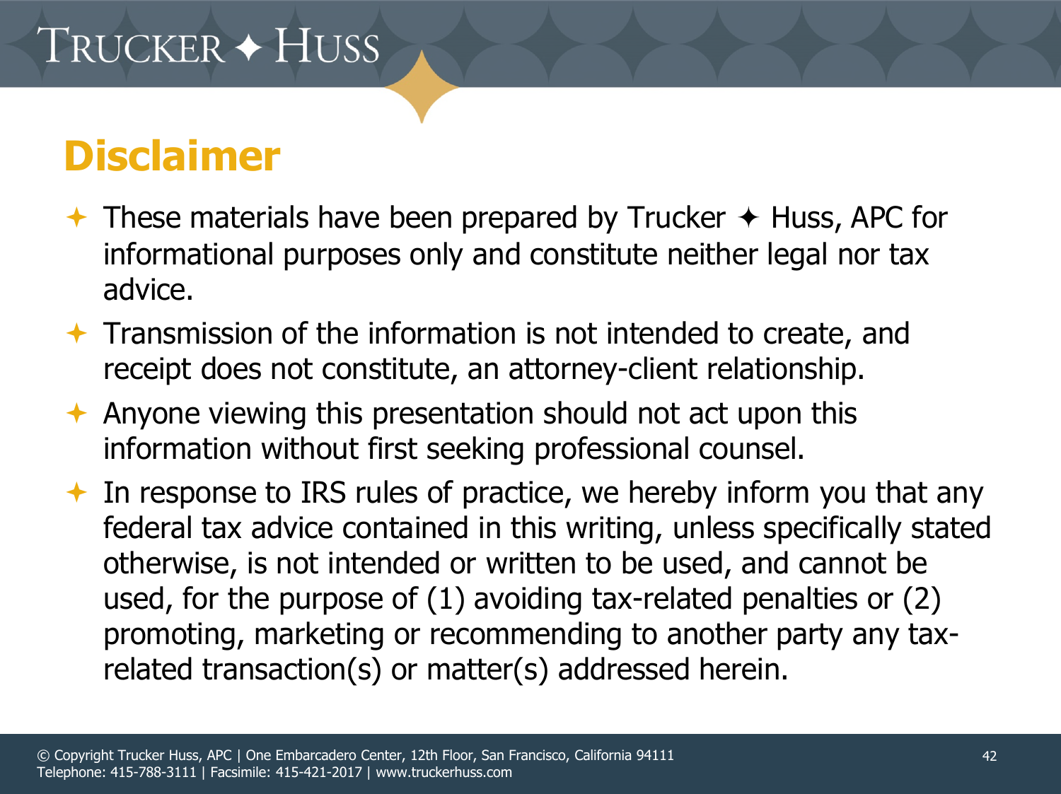# Disclaimer

- These materials have been prepared by Trucker ✦ Huss, APC for informational purposes only and constitute neither legal nor tax advice.
- Transmission of the information is not intended to create, and receipt does not constitute, an attorney-client relationship.
- Anyone viewing this presentation should not act upon this information without first seeking professional counsel.
- In response to IRS rules of practice, we hereby inform you that any federal tax advice contained in this writing, unless specifically stated otherwise, is not intended or written to be used, and cannot be used, for the purpose of (1) avoiding tax-related penalties or (2) promoting, marketing or recommending to another party any tax-related transaction(s) or matter(s) addressed herein.